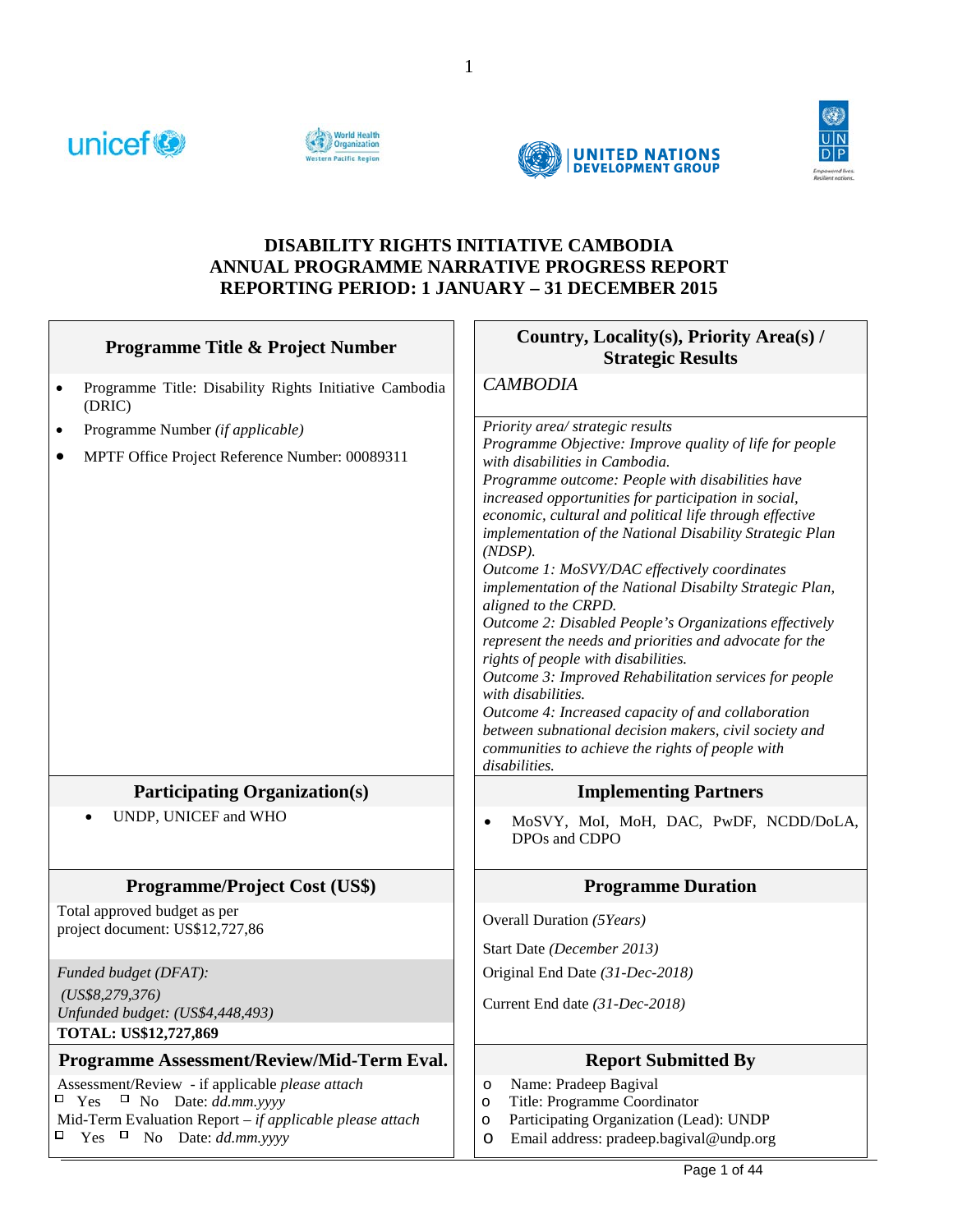# DISABILITY RIGHTS INITIATIVE CAMBODIA
# ANNUAL PROGRAMME NARRATIVE PROGRESS REPORT
# REPORTING PERIOD: 1 JANUARY – 31 DECEMBER 2015

| Programme Title & Project Number | Country, Locality(s), Priority Area(s) / Strategic Results |
|---|---|
| • Programme Title: Disability Rights Initiative Cambodia (DRIC)<br>• Programme Number *(if applicable)*<br>• MPTF Office Project Reference Number: 00089311 | *CAMBODIA*<br><br>*Priority area/ strategic results*<br>*Programme Objective: Improve quality of life for people with disabilities in Cambodia.*<br>*Programme outcome: People with disabilities have increased opportunities for participation in social, economic, cultural and political life through effective implementation of the National Disability Strategic Plan (NDSP).*<br>*Outcome 1: MoSVY/DAC effectively coordinates implementation of the National Disabilty Strategic Plan, aligned to the CRPD.*<br>*Outcome 2: Disabled People's Organizations effectively represent the needs and priorities and advocate for the rights of people with disabilities.*<br>*Outcome 3: Improved Rehabilitation services for people with disabilities.*<br>*Outcome 4: Increased capacity of and collaboration between subnational decision makers, civil society and communities to achieve the rights of people with disabilities.* |
| **Participating Organization(s)** | **Implementing Partners** |
| • UNDP, UNICEF and WHO | • MoSVY, MoI, MoH, DAC, PwDF, NCDD/DoLA, DPOs and CDPO |
| **Programme/Project Cost (US$)** | **Programme Duration** |
| Total approved budget as per project document: US$12,727,86<br><br>*Funded budget (DFAT):*<br>*(US$8,279,376)*<br>*Unfunded budget: (US$4,448,493)*<br>**TOTAL: US$12,727,869** | Overall Duration *(5Years)*<br>Start Date *(December 2013)*<br>Original End Date *(31-Dec-2018)*<br>Current End date *(31-Dec-2018)* |
| **Programme Assessment/Review/Mid-Term Eval.** | **Report Submitted By** |
| Assessment/Review - if applicable *please attach*<br>☐ Yes ☐ No Date: *dd.mm.yyyy*<br>Mid-Term Evaluation Report – *if applicable please attach*<br>☐ Yes ☐ No Date: *dd.mm.yyyy* | o Name: Pradeep Bagival<br>o Title: Programme Coordinator<br>o Participating Organization (Lead): UNDP<br>o Email address: pradeep.bagival@undp.org |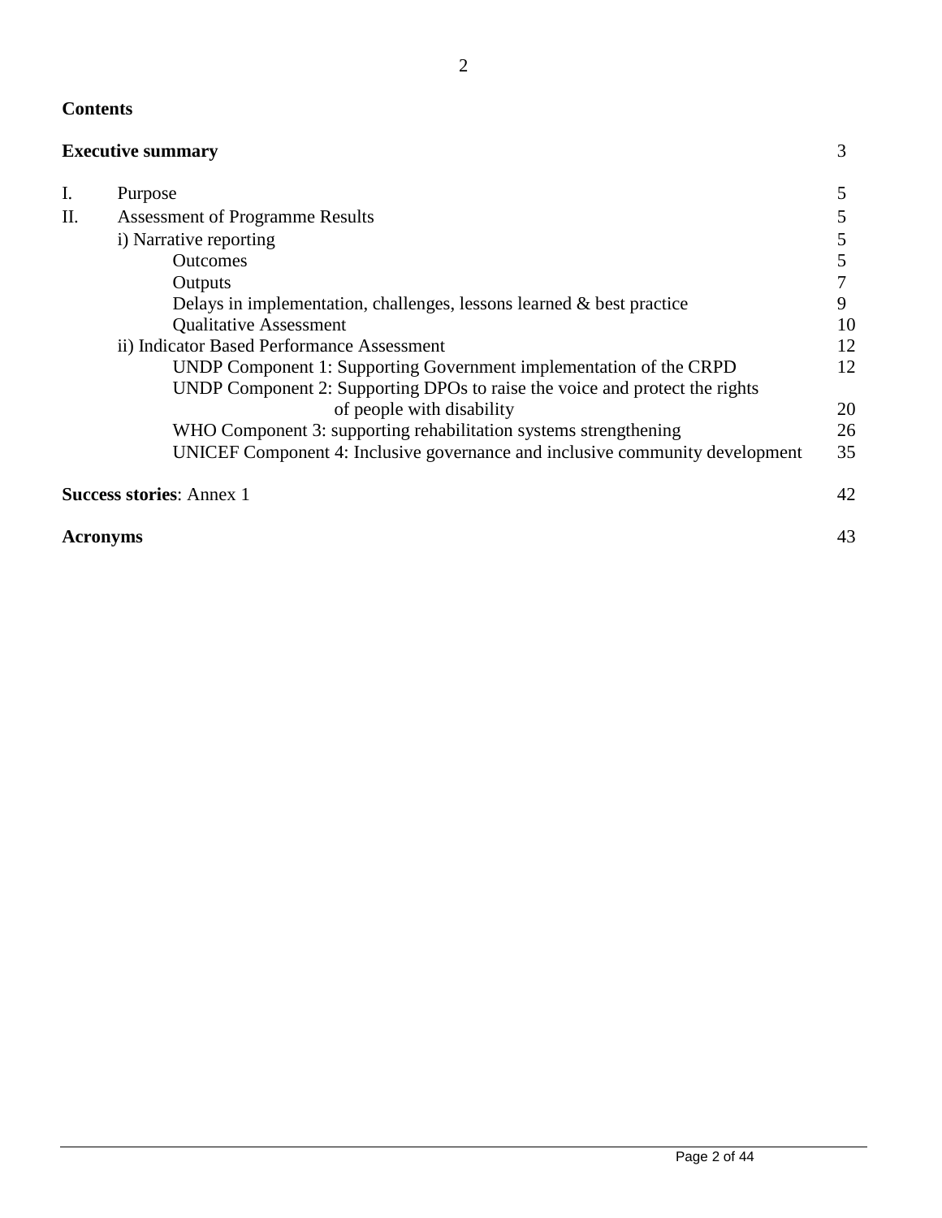**Contents**

| | | |
|---|---|---|
| **Executive summary** | | 3 |
| I. | Purpose | 5 |
| II. | Assessment of Programme Results | 5 |
| | i) Narrative reporting | 5 |
| | Outcomes | 5 |
| | Outputs | 7 |
| | Delays in implementation, challenges, lessons learned & best practice | 9 |
| | Qualitative Assessment | 10 |
| | ii) Indicator Based Performance Assessment | 12 |
| | UNDP Component 1: Supporting Government implementation of the CRPD | 12 |
| | UNDP Component 2: Supporting DPOs to raise the voice and protect the rights of people with disability | 20 |
| | WHO Component 3: supporting rehabilitation systems strengthening | 26 |
| | UNICEF Component 4: Inclusive governance and inclusive community development | 35 |
| **Success stories**: Annex 1 | | 42 |
| **Acronyms** | | 43 |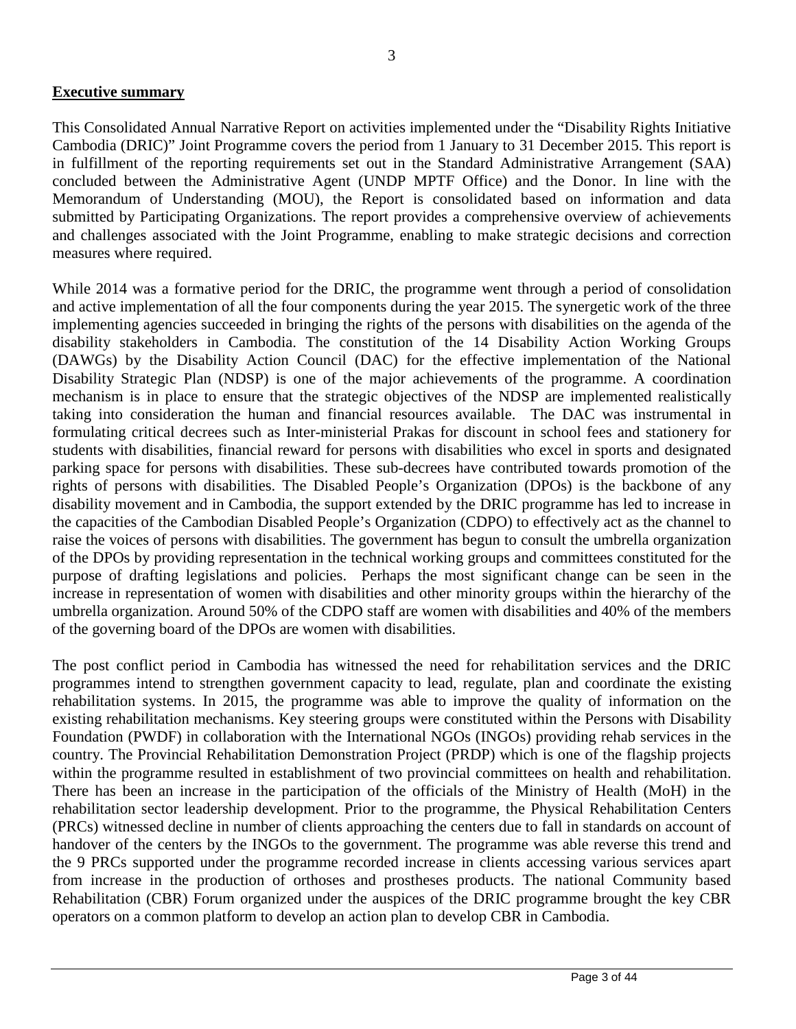## **Executive summary**

This Consolidated Annual Narrative Report on activities implemented under the "Disability Rights Initiative Cambodia (DRIC)" Joint Programme covers the period from 1 January to 31 December 2015. This report is in fulfillment of the reporting requirements set out in the Standard Administrative Arrangement (SAA) concluded between the Administrative Agent (UNDP MPTF Office) and the Donor. In line with the Memorandum of Understanding (MOU), the Report is consolidated based on information and data submitted by Participating Organizations. The report provides a comprehensive overview of achievements and challenges associated with the Joint Programme, enabling to make strategic decisions and correction measures where required.

While 2014 was a formative period for the DRIC, the programme went through a period of consolidation and active implementation of all the four components during the year 2015. The synergetic work of the three implementing agencies succeeded in bringing the rights of the persons with disabilities on the agenda of the disability stakeholders in Cambodia. The constitution of the 14 Disability Action Working Groups (DAWGs) by the Disability Action Council (DAC) for the effective implementation of the National Disability Strategic Plan (NDSP) is one of the major achievements of the programme. A coordination mechanism is in place to ensure that the strategic objectives of the NDSP are implemented realistically taking into consideration the human and financial resources available. The DAC was instrumental in formulating critical decrees such as Inter-ministerial Prakas for discount in school fees and stationery for students with disabilities, financial reward for persons with disabilities who excel in sports and designated parking space for persons with disabilities. These sub-decrees have contributed towards promotion of the rights of persons with disabilities. The Disabled People's Organization (DPOs) is the backbone of any disability movement and in Cambodia, the support extended by the DRIC programme has led to increase in the capacities of the Cambodian Disabled People's Organization (CDPO) to effectively act as the channel to raise the voices of persons with disabilities. The government has begun to consult the umbrella organization of the DPOs by providing representation in the technical working groups and committees constituted for the purpose of drafting legislations and policies. Perhaps the most significant change can be seen in the increase in representation of women with disabilities and other minority groups within the hierarchy of the umbrella organization. Around 50% of the CDPO staff are women with disabilities and 40% of the members of the governing board of the DPOs are women with disabilities.

The post conflict period in Cambodia has witnessed the need for rehabilitation services and the DRIC programmes intend to strengthen government capacity to lead, regulate, plan and coordinate the existing rehabilitation systems. In 2015, the programme was able to improve the quality of information on the existing rehabilitation mechanisms. Key steering groups were constituted within the Persons with Disability Foundation (PWDF) in collaboration with the International NGOs (INGOs) providing rehab services in the country. The Provincial Rehabilitation Demonstration Project (PRDP) which is one of the flagship projects within the programme resulted in establishment of two provincial committees on health and rehabilitation. There has been an increase in the participation of the officials of the Ministry of Health (MoH) in the rehabilitation sector leadership development. Prior to the programme, the Physical Rehabilitation Centers (PRCs) witnessed decline in number of clients approaching the centers due to fall in standards on account of handover of the centers by the INGOs to the government. The programme was able reverse this trend and the 9 PRCs supported under the programme recorded increase in clients accessing various services apart from increase in the production of orthoses and prostheses products. The national Community based Rehabilitation (CBR) Forum organized under the auspices of the DRIC programme brought the key CBR operators on a common platform to develop an action plan to develop CBR in Cambodia.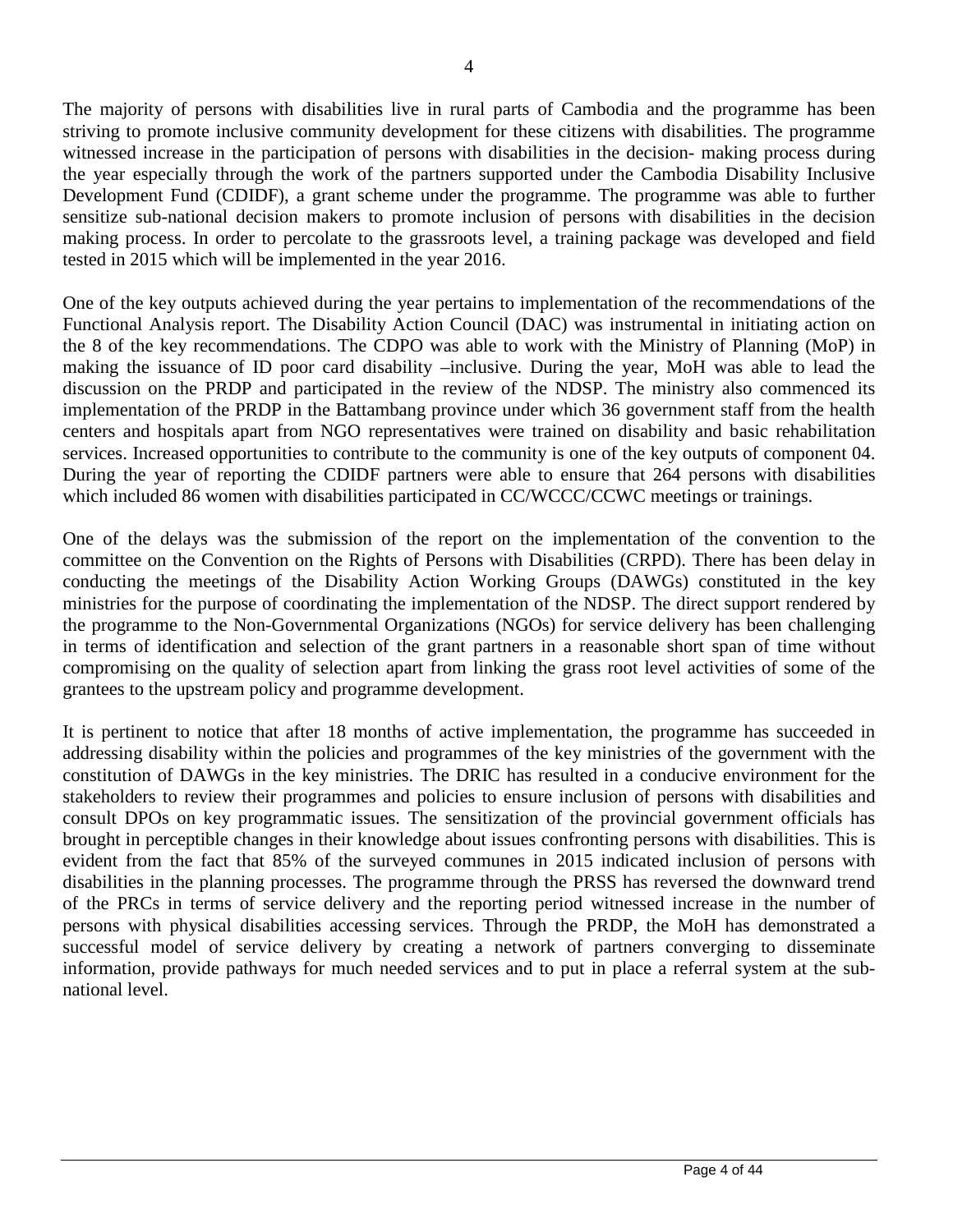The majority of persons with disabilities live in rural parts of Cambodia and the programme has been striving to promote inclusive community development for these citizens with disabilities. The programme witnessed increase in the participation of persons with disabilities in the decision- making process during the year especially through the work of the partners supported under the Cambodia Disability Inclusive Development Fund (CDIDF), a grant scheme under the programme. The programme was able to further sensitize sub-national decision makers to promote inclusion of persons with disabilities in the decision making process. In order to percolate to the grassroots level, a training package was developed and field tested in 2015 which will be implemented in the year 2016.

One of the key outputs achieved during the year pertains to implementation of the recommendations of the Functional Analysis report. The Disability Action Council (DAC) was instrumental in initiating action on the 8 of the key recommendations. The CDPO was able to work with the Ministry of Planning (MoP) in making the issuance of ID poor card disability –inclusive. During the year, MoH was able to lead the discussion on the PRDP and participated in the review of the NDSP. The ministry also commenced its implementation of the PRDP in the Battambang province under which 36 government staff from the health centers and hospitals apart from NGO representatives were trained on disability and basic rehabilitation services. Increased opportunities to contribute to the community is one of the key outputs of component 04. During the year of reporting the CDIDF partners were able to ensure that 264 persons with disabilities which included 86 women with disabilities participated in CC/WCCC/CCWC meetings or trainings.

One of the delays was the submission of the report on the implementation of the convention to the committee on the Convention on the Rights of Persons with Disabilities (CRPD). There has been delay in conducting the meetings of the Disability Action Working Groups (DAWGs) constituted in the key ministries for the purpose of coordinating the implementation of the NDSP. The direct support rendered by the programme to the Non-Governmental Organizations (NGOs) for service delivery has been challenging in terms of identification and selection of the grant partners in a reasonable short span of time without compromising on the quality of selection apart from linking the grass root level activities of some of the grantees to the upstream policy and programme development.

It is pertinent to notice that after 18 months of active implementation, the programme has succeeded in addressing disability within the policies and programmes of the key ministries of the government with the constitution of DAWGs in the key ministries. The DRIC has resulted in a conducive environment for the stakeholders to review their programmes and policies to ensure inclusion of persons with disabilities and consult DPOs on key programmatic issues. The sensitization of the provincial government officials has brought in perceptible changes in their knowledge about issues confronting persons with disabilities. This is evident from the fact that 85% of the surveyed communes in 2015 indicated inclusion of persons with disabilities in the planning processes. The programme through the PRSS has reversed the downward trend of the PRCs in terms of service delivery and the reporting period witnessed increase in the number of persons with physical disabilities accessing services. Through the PRDP, the MoH has demonstrated a successful model of service delivery by creating a network of partners converging to disseminate information, provide pathways for much needed services and to put in place a referral system at the sub-national level.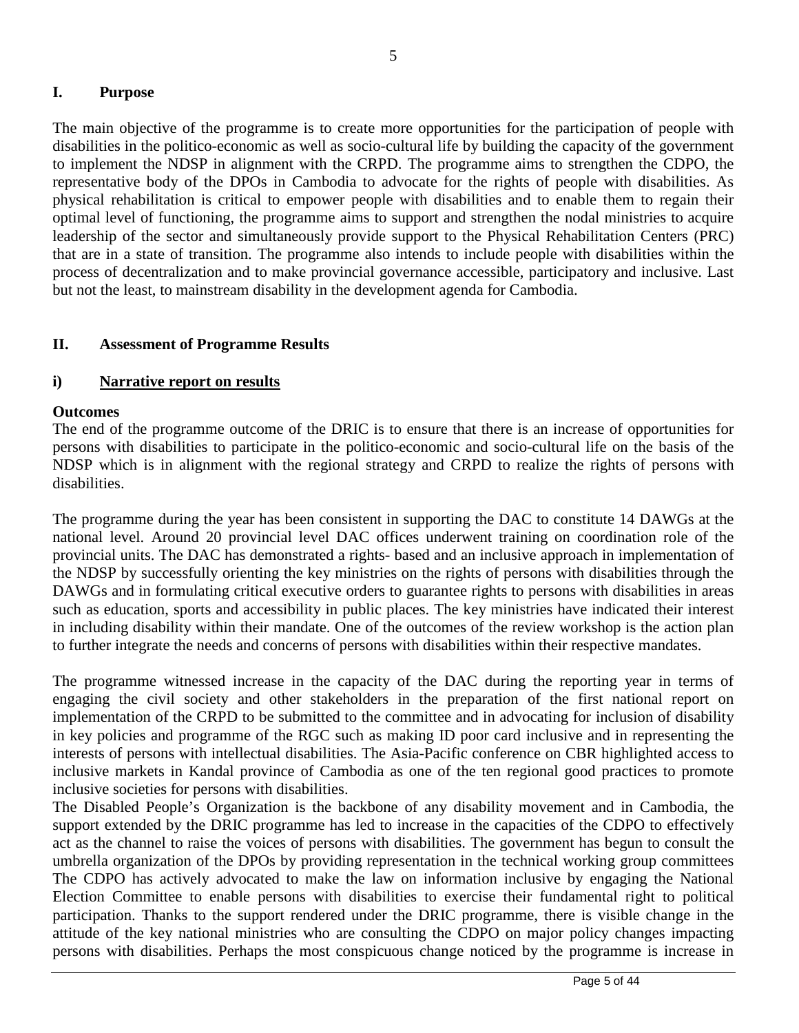## I. Purpose

The main objective of the programme is to create more opportunities for the participation of people with disabilities in the politico-economic as well as socio-cultural life by building the capacity of the government to implement the NDSP in alignment with the CRPD. The programme aims to strengthen the CDPO, the representative body of the DPOs in Cambodia to advocate for the rights of people with disabilities. As physical rehabilitation is critical to empower people with disabilities and to enable them to regain their optimal level of functioning, the programme aims to support and strengthen the nodal ministries to acquire leadership of the sector and simultaneously provide support to the Physical Rehabilitation Centers (PRC) that are in a state of transition. The programme also intends to include people with disabilities within the process of decentralization and to make provincial governance accessible, participatory and inclusive. Last but not the least, to mainstream disability in the development agenda for Cambodia.

## II. Assessment of Programme Results

### i) Narrative report on results

**Outcomes**

The end of the programme outcome of the DRIC is to ensure that there is an increase of opportunities for persons with disabilities to participate in the politico-economic and socio-cultural life on the basis of the NDSP which is in alignment with the regional strategy and CRPD to realize the rights of persons with disabilities.

The programme during the year has been consistent in supporting the DAC to constitute 14 DAWGs at the national level. Around 20 provincial level DAC offices underwent training on coordination role of the provincial units. The DAC has demonstrated a rights- based and an inclusive approach in implementation of the NDSP by successfully orienting the key ministries on the rights of persons with disabilities through the DAWGs and in formulating critical executive orders to guarantee rights to persons with disabilities in areas such as education, sports and accessibility in public places. The key ministries have indicated their interest in including disability within their mandate. One of the outcomes of the review workshop is the action plan to further integrate the needs and concerns of persons with disabilities within their respective mandates.

The programme witnessed increase in the capacity of the DAC during the reporting year in terms of engaging the civil society and other stakeholders in the preparation of the first national report on implementation of the CRPD to be submitted to the committee and in advocating for inclusion of disability in key policies and programme of the RGC such as making ID poor card inclusive and in representing the interests of persons with intellectual disabilities. The Asia-Pacific conference on CBR highlighted access to inclusive markets in Kandal province of Cambodia as one of the ten regional good practices to promote inclusive societies for persons with disabilities.

The Disabled People's Organization is the backbone of any disability movement and in Cambodia, the support extended by the DRIC programme has led to increase in the capacities of the CDPO to effectively act as the channel to raise the voices of persons with disabilities. The government has begun to consult the umbrella organization of the DPOs by providing representation in the technical working group committees The CDPO has actively advocated to make the law on information inclusive by engaging the National Election Committee to enable persons with disabilities to exercise their fundamental right to political participation. Thanks to the support rendered under the DRIC programme, there is visible change in the attitude of the key national ministries who are consulting the CDPO on major policy changes impacting persons with disabilities. Perhaps the most conspicuous change noticed by the programme is increase in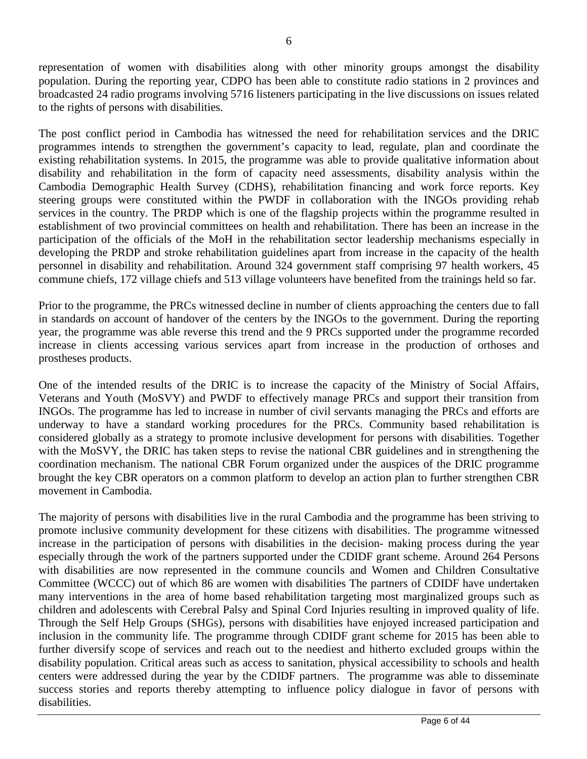representation of women with disabilities along with other minority groups amongst the disability population. During the reporting year, CDPO has been able to constitute radio stations in 2 provinces and broadcasted 24 radio programs involving 5716 listeners participating in the live discussions on issues related to the rights of persons with disabilities.

The post conflict period in Cambodia has witnessed the need for rehabilitation services and the DRIC programmes intends to strengthen the government's capacity to lead, regulate, plan and coordinate the existing rehabilitation systems. In 2015, the programme was able to provide qualitative information about disability and rehabilitation in the form of capacity need assessments, disability analysis within the Cambodia Demographic Health Survey (CDHS), rehabilitation financing and work force reports. Key steering groups were constituted within the PWDF in collaboration with the INGOs providing rehab services in the country. The PRDP which is one of the flagship projects within the programme resulted in establishment of two provincial committees on health and rehabilitation. There has been an increase in the participation of the officials of the MoH in the rehabilitation sector leadership mechanisms especially in developing the PRDP and stroke rehabilitation guidelines apart from increase in the capacity of the health personnel in disability and rehabilitation. Around 324 government staff comprising 97 health workers, 45 commune chiefs, 172 village chiefs and 513 village volunteers have benefited from the trainings held so far.

Prior to the programme, the PRCs witnessed decline in number of clients approaching the centers due to fall in standards on account of handover of the centers by the INGOs to the government. During the reporting year, the programme was able reverse this trend and the 9 PRCs supported under the programme recorded increase in clients accessing various services apart from increase in the production of orthoses and prostheses products.

One of the intended results of the DRIC is to increase the capacity of the Ministry of Social Affairs, Veterans and Youth (MoSVY) and PWDF to effectively manage PRCs and support their transition from INGOs. The programme has led to increase in number of civil servants managing the PRCs and efforts are underway to have a standard working procedures for the PRCs. Community based rehabilitation is considered globally as a strategy to promote inclusive development for persons with disabilities. Together with the MoSVY, the DRIC has taken steps to revise the national CBR guidelines and in strengthening the coordination mechanism. The national CBR Forum organized under the auspices of the DRIC programme brought the key CBR operators on a common platform to develop an action plan to further strengthen CBR movement in Cambodia.

The majority of persons with disabilities live in the rural Cambodia and the programme has been striving to promote inclusive community development for these citizens with disabilities. The programme witnessed increase in the participation of persons with disabilities in the decision- making process during the year especially through the work of the partners supported under the CDIDF grant scheme. Around 264 Persons with disabilities are now represented in the commune councils and Women and Children Consultative Committee (WCCC) out of which 86 are women with disabilities The partners of CDIDF have undertaken many interventions in the area of home based rehabilitation targeting most marginalized groups such as children and adolescents with Cerebral Palsy and Spinal Cord Injuries resulting in improved quality of life. Through the Self Help Groups (SHGs), persons with disabilities have enjoyed increased participation and inclusion in the community life. The programme through CDIDF grant scheme for 2015 has been able to further diversify scope of services and reach out to the neediest and hitherto excluded groups within the disability population. Critical areas such as access to sanitation, physical accessibility to schools and health centers were addressed during the year by the CDIDF partners. The programme was able to disseminate success stories and reports thereby attempting to influence policy dialogue in favor of persons with disabilities.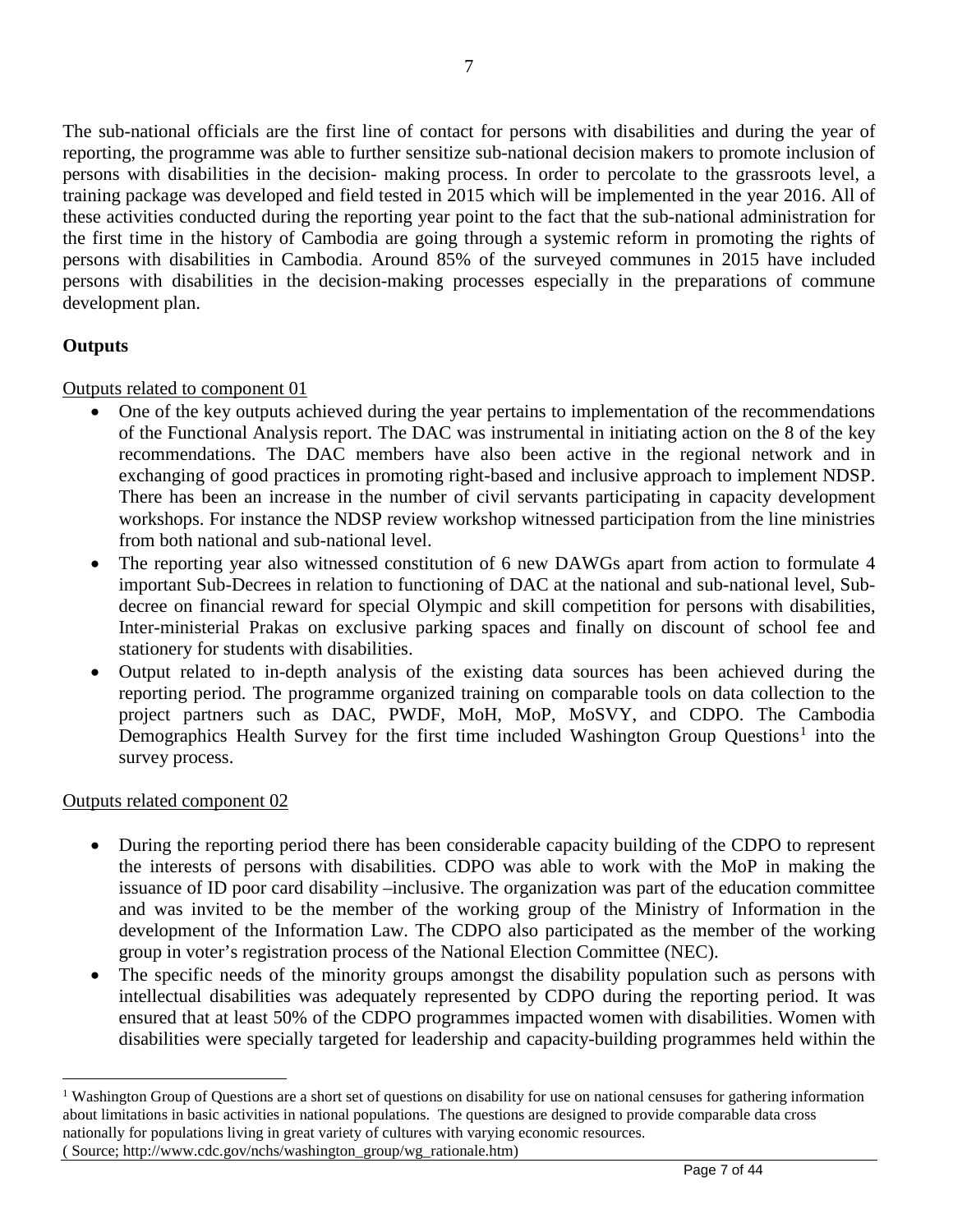The sub-national officials are the first line of contact for persons with disabilities and during the year of reporting, the programme was able to further sensitize sub-national decision makers to promote inclusion of persons with disabilities in the decision- making process. In order to percolate to the grassroots level, a training package was developed and field tested in 2015 which will be implemented in the year 2016. All of these activities conducted during the reporting year point to the fact that the sub-national administration for the first time in the history of Cambodia are going through a systemic reform in promoting the rights of persons with disabilities in Cambodia. Around 85% of the surveyed communes in 2015 have included persons with disabilities in the decision-making processes especially in the preparations of commune development plan.

**Outputs**

Outputs related to component 01

- One of the key outputs achieved during the year pertains to implementation of the recommendations of the Functional Analysis report. The DAC was instrumental in initiating action on the 8 of the key recommendations. The DAC members have also been active in the regional network and in exchanging of good practices in promoting right-based and inclusive approach to implement NDSP. There has been an increase in the number of civil servants participating in capacity development workshops. For instance the NDSP review workshop witnessed participation from the line ministries from both national and sub-national level.
- The reporting year also witnessed constitution of 6 new DAWGs apart from action to formulate 4 important Sub-Decrees in relation to functioning of DAC at the national and sub-national level, Sub-decree on financial reward for special Olympic and skill competition for persons with disabilities, Inter-ministerial Prakas on exclusive parking spaces and finally on discount of school fee and stationery for students with disabilities.
- Output related to in-depth analysis of the existing data sources has been achieved during the reporting period. The programme organized training on comparable tools on data collection to the project partners such as DAC, PWDF, MoH, MoP, MoSVY, and CDPO. The Cambodia Demographics Health Survey for the first time included Washington Group Questions[1] into the survey process.

Outputs related component 02

- During the reporting period there has been considerable capacity building of the CDPO to represent the interests of persons with disabilities. CDPO was able to work with the MoP in making the issuance of ID poor card disability –inclusive. The organization was part of the education committee and was invited to be the member of the working group of the Ministry of Information in the development of the Information Law. The CDPO also participated as the member of the working group in voter's registration process of the National Election Committee (NEC).
- The specific needs of the minority groups amongst the disability population such as persons with intellectual disabilities was adequately represented by CDPO during the reporting period. It was ensured that at least 50% of the CDPO programmes impacted women with disabilities. Women with disabilities were specially targeted for leadership and capacity-building programmes held within the

[1] Washington Group of Questions are a short set of questions on disability for use on national censuses for gathering information about limitations in basic activities in national populations. The questions are designed to provide comparable data cross nationally for populations living in great variety of cultures with varying economic resources.
( Source; http://www.cdc.gov/nchs/washington_group/wg_rationale.htm)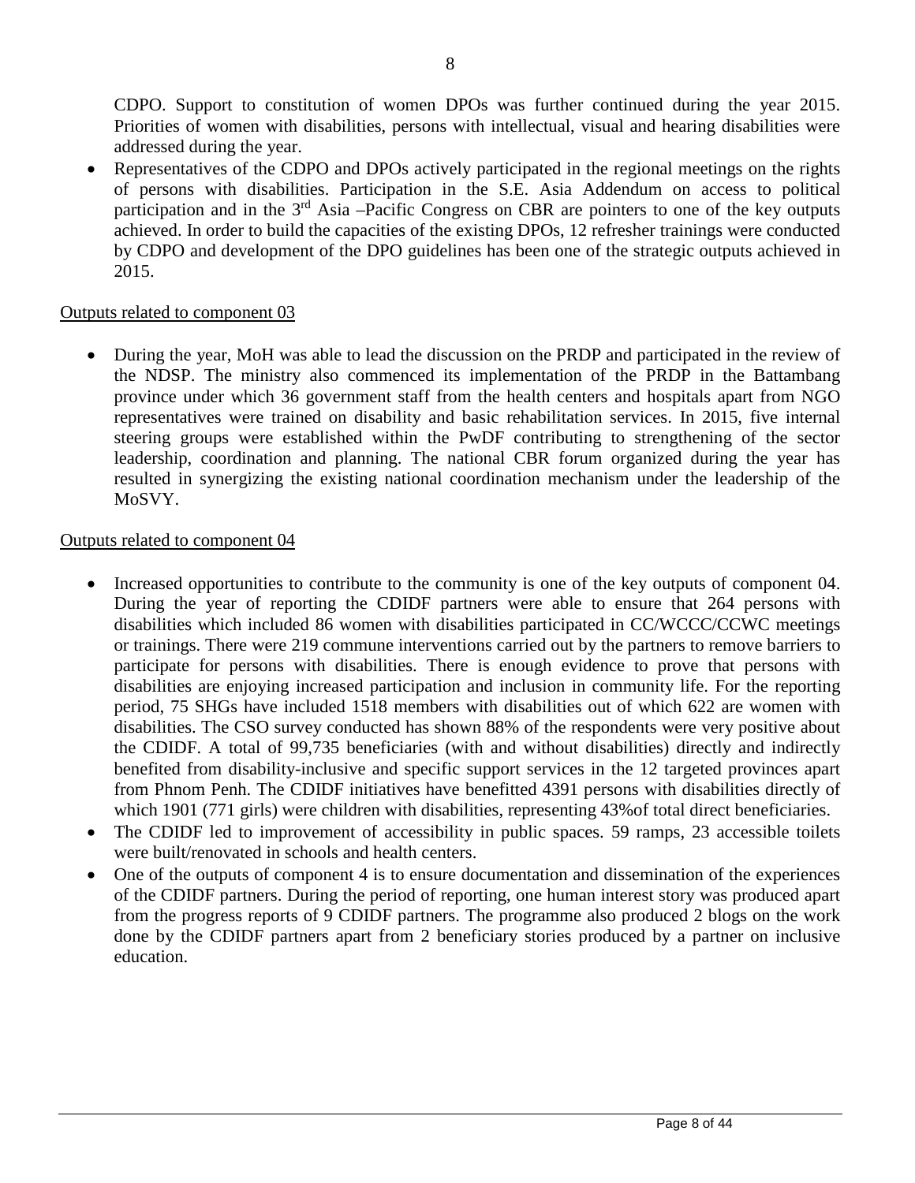CDPO. Support to constitution of women DPOs was further continued during the year 2015. Priorities of women with disabilities, persons with intellectual, visual and hearing disabilities were addressed during the year.

- Representatives of the CDPO and DPOs actively participated in the regional meetings on the rights of persons with disabilities. Participation in the S.E. Asia Addendum on access to political participation and in the 3rd Asia –Pacific Congress on CBR are pointers to one of the key outputs achieved. In order to build the capacities of the existing DPOs, 12 refresher trainings were conducted by CDPO and development of the DPO guidelines has been one of the strategic outputs achieved in 2015.

<u>Outputs related to component 03</u>

- During the year, MoH was able to lead the discussion on the PRDP and participated in the review of the NDSP. The ministry also commenced its implementation of the PRDP in the Battambang province under which 36 government staff from the health centers and hospitals apart from NGO representatives were trained on disability and basic rehabilitation services. In 2015, five internal steering groups were established within the PwDF contributing to strengthening of the sector leadership, coordination and planning. The national CBR forum organized during the year has resulted in synergizing the existing national coordination mechanism under the leadership of the MoSVY.

<u>Outputs related to component 04</u>

- Increased opportunities to contribute to the community is one of the key outputs of component 04. During the year of reporting the CDIDF partners were able to ensure that 264 persons with disabilities which included 86 women with disabilities participated in CC/WCCC/CCWC meetings or trainings. There were 219 commune interventions carried out by the partners to remove barriers to participate for persons with disabilities. There is enough evidence to prove that persons with disabilities are enjoying increased participation and inclusion in community life. For the reporting period, 75 SHGs have included 1518 members with disabilities out of which 622 are women with disabilities. The CSO survey conducted has shown 88% of the respondents were very positive about the CDIDF. A total of 99,735 beneficiaries (with and without disabilities) directly and indirectly benefited from disability-inclusive and specific support services in the 12 targeted provinces apart from Phnom Penh. The CDIDF initiatives have benefitted 4391 persons with disabilities directly of which 1901 (771 girls) were children with disabilities, representing 43%of total direct beneficiaries.
- The CDIDF led to improvement of accessibility in public spaces. 59 ramps, 23 accessible toilets were built/renovated in schools and health centers.
- One of the outputs of component 4 is to ensure documentation and dissemination of the experiences of the CDIDF partners. During the period of reporting, one human interest story was produced apart from the progress reports of 9 CDIDF partners. The programme also produced 2 blogs on the work done by the CDIDF partners apart from 2 beneficiary stories produced by a partner on inclusive education.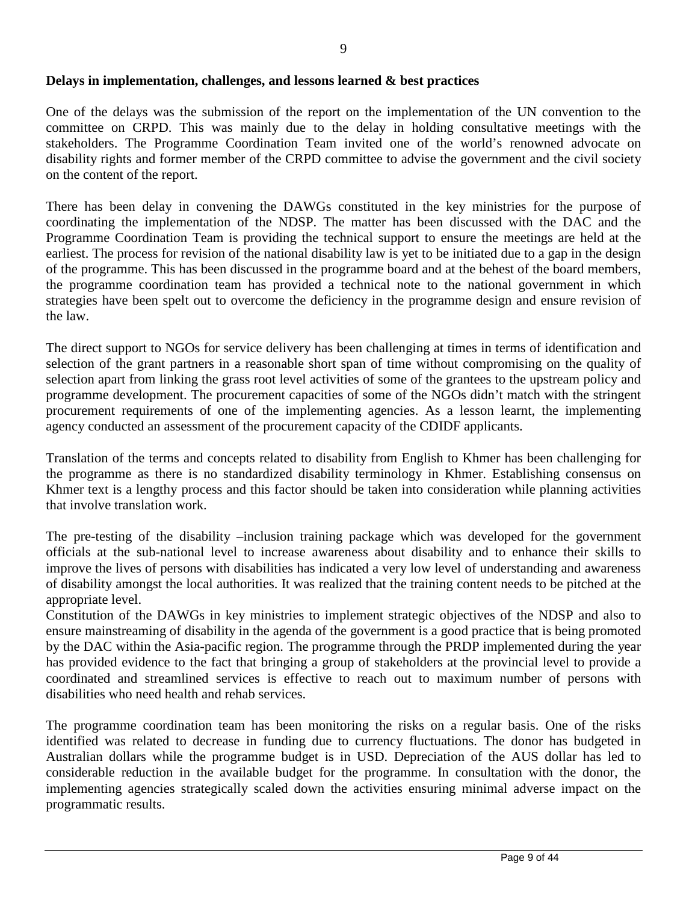**Delays in implementation, challenges, and lessons learned & best practices**

One of the delays was the submission of the report on the implementation of the UN convention to the committee on CRPD. This was mainly due to the delay in holding consultative meetings with the stakeholders. The Programme Coordination Team invited one of the world's renowned advocate on disability rights and former member of the CRPD committee to advise the government and the civil society on the content of the report.

There has been delay in convening the DAWGs constituted in the key ministries for the purpose of coordinating the implementation of the NDSP. The matter has been discussed with the DAC and the Programme Coordination Team is providing the technical support to ensure the meetings are held at the earliest. The process for revision of the national disability law is yet to be initiated due to a gap in the design of the programme. This has been discussed in the programme board and at the behest of the board members, the programme coordination team has provided a technical note to the national government in which strategies have been spelt out to overcome the deficiency in the programme design and ensure revision of the law.

The direct support to NGOs for service delivery has been challenging at times in terms of identification and selection of the grant partners in a reasonable short span of time without compromising on the quality of selection apart from linking the grass root level activities of some of the grantees to the upstream policy and programme development. The procurement capacities of some of the NGOs didn't match with the stringent procurement requirements of one of the implementing agencies. As a lesson learnt, the implementing agency conducted an assessment of the procurement capacity of the CDIDF applicants.

Translation of the terms and concepts related to disability from English to Khmer has been challenging for the programme as there is no standardized disability terminology in Khmer. Establishing consensus on Khmer text is a lengthy process and this factor should be taken into consideration while planning activities that involve translation work.

The pre-testing of the disability –inclusion training package which was developed for the government officials at the sub-national level to increase awareness about disability and to enhance their skills to improve the lives of persons with disabilities has indicated a very low level of understanding and awareness of disability amongst the local authorities. It was realized that the training content needs to be pitched at the appropriate level.

Constitution of the DAWGs in key ministries to implement strategic objectives of the NDSP and also to ensure mainstreaming of disability in the agenda of the government is a good practice that is being promoted by the DAC within the Asia-pacific region. The programme through the PRDP implemented during the year has provided evidence to the fact that bringing a group of stakeholders at the provincial level to provide a coordinated and streamlined services is effective to reach out to maximum number of persons with disabilities who need health and rehab services.

The programme coordination team has been monitoring the risks on a regular basis. One of the risks identified was related to decrease in funding due to currency fluctuations. The donor has budgeted in Australian dollars while the programme budget is in USD. Depreciation of the AUS dollar has led to considerable reduction in the available budget for the programme. In consultation with the donor, the implementing agencies strategically scaled down the activities ensuring minimal adverse impact on the programmatic results.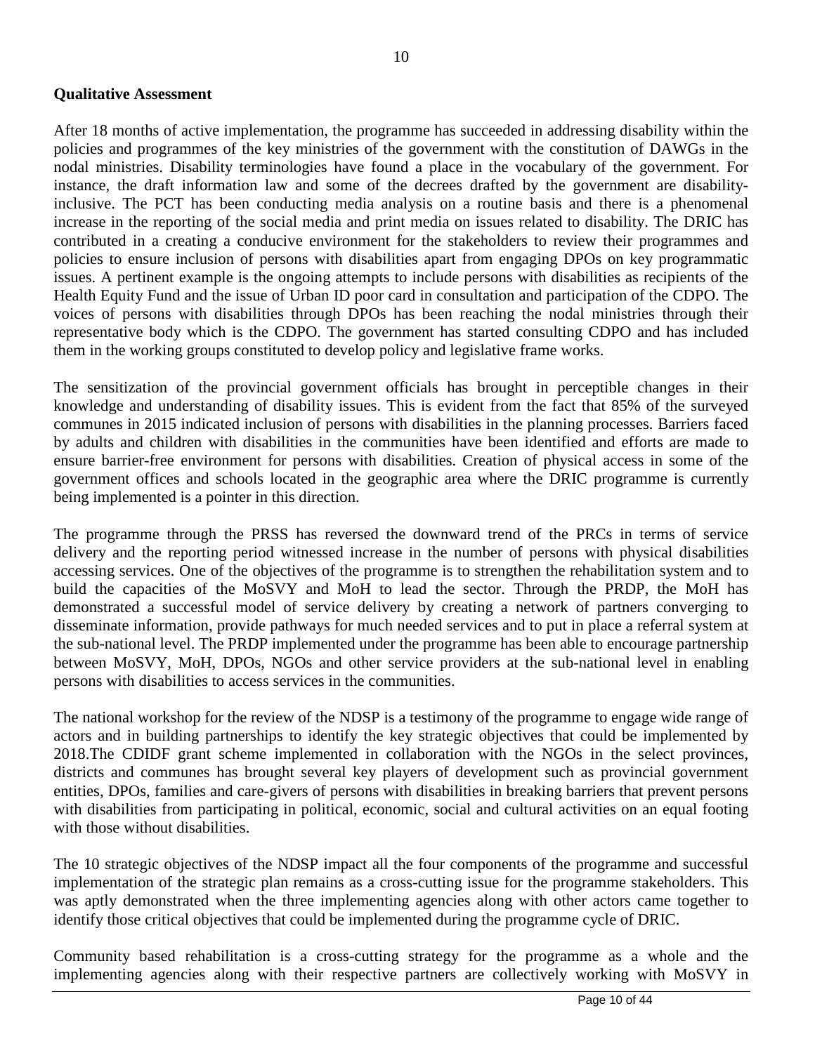**Qualitative Assessment**

After 18 months of active implementation, the programme has succeeded in addressing disability within the policies and programmes of the key ministries of the government with the constitution of DAWGs in the nodal ministries. Disability terminologies have found a place in the vocabulary of the government. For instance, the draft information law and some of the decrees drafted by the government are disability-inclusive. The PCT has been conducting media analysis on a routine basis and there is a phenomenal increase in the reporting of the social media and print media on issues related to disability. The DRIC has contributed in a creating a conducive environment for the stakeholders to review their programmes and policies to ensure inclusion of persons with disabilities apart from engaging DPOs on key programmatic issues. A pertinent example is the ongoing attempts to include persons with disabilities as recipients of the Health Equity Fund and the issue of Urban ID poor card in consultation and participation of the CDPO. The voices of persons with disabilities through DPOs has been reaching the nodal ministries through their representative body which is the CDPO. The government has started consulting CDPO and has included them in the working groups constituted to develop policy and legislative frame works.

The sensitization of the provincial government officials has brought in perceptible changes in their knowledge and understanding of disability issues. This is evident from the fact that 85% of the surveyed communes in 2015 indicated inclusion of persons with disabilities in the planning processes. Barriers faced by adults and children with disabilities in the communities have been identified and efforts are made to ensure barrier-free environment for persons with disabilities. Creation of physical access in some of the government offices and schools located in the geographic area where the DRIC programme is currently being implemented is a pointer in this direction.

The programme through the PRSS has reversed the downward trend of the PRCs in terms of service delivery and the reporting period witnessed increase in the number of persons with physical disabilities accessing services. One of the objectives of the programme is to strengthen the rehabilitation system and to build the capacities of the MoSVY and MoH to lead the sector. Through the PRDP, the MoH has demonstrated a successful model of service delivery by creating a network of partners converging to disseminate information, provide pathways for much needed services and to put in place a referral system at the sub-national level. The PRDP implemented under the programme has been able to encourage partnership between MoSVY, MoH, DPOs, NGOs and other service providers at the sub-national level in enabling persons with disabilities to access services in the communities.

The national workshop for the review of the NDSP is a testimony of the programme to engage wide range of actors and in building partnerships to identify the key strategic objectives that could be implemented by 2018.The CDIDF grant scheme implemented in collaboration with the NGOs in the select provinces, districts and communes has brought several key players of development such as provincial government entities, DPOs, families and care-givers of persons with disabilities in breaking barriers that prevent persons with disabilities from participating in political, economic, social and cultural activities on an equal footing with those without disabilities.

The 10 strategic objectives of the NDSP impact all the four components of the programme and successful implementation of the strategic plan remains as a cross-cutting issue for the programme stakeholders. This was aptly demonstrated when the three implementing agencies along with other actors came together to identify those critical objectives that could be implemented during the programme cycle of DRIC.

Community based rehabilitation is a cross-cutting strategy for the programme as a whole and the implementing agencies along with their respective partners are collectively working with MoSVY in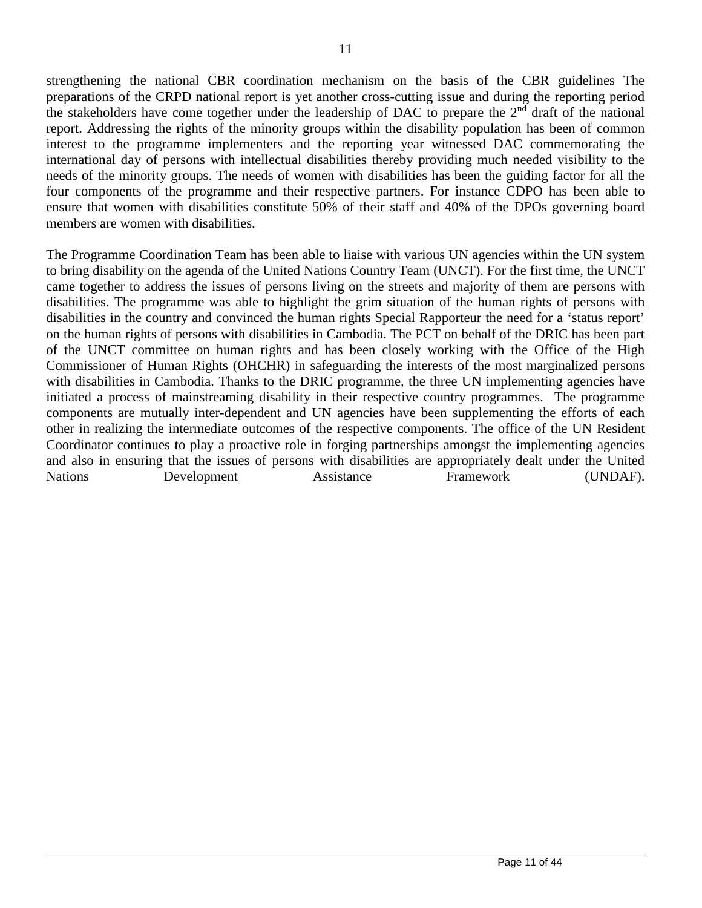strengthening the national CBR coordination mechanism on the basis of the CBR guidelines The preparations of the CRPD national report is yet another cross-cutting issue and during the reporting period the stakeholders have come together under the leadership of DAC to prepare the 2nd draft of the national report. Addressing the rights of the minority groups within the disability population has been of common interest to the programme implementers and the reporting year witnessed DAC commemorating the international day of persons with intellectual disabilities thereby providing much needed visibility to the needs of the minority groups. The needs of women with disabilities has been the guiding factor for all the four components of the programme and their respective partners. For instance CDPO has been able to ensure that women with disabilities constitute 50% of their staff and 40% of the DPOs governing board members are women with disabilities.

The Programme Coordination Team has been able to liaise with various UN agencies within the UN system to bring disability on the agenda of the United Nations Country Team (UNCT). For the first time, the UNCT came together to address the issues of persons living on the streets and majority of them are persons with disabilities. The programme was able to highlight the grim situation of the human rights of persons with disabilities in the country and convinced the human rights Special Rapporteur the need for a 'status report' on the human rights of persons with disabilities in Cambodia. The PCT on behalf of the DRIC has been part of the UNCT committee on human rights and has been closely working with the Office of the High Commissioner of Human Rights (OHCHR) in safeguarding the interests of the most marginalized persons with disabilities in Cambodia. Thanks to the DRIC programme, the three UN implementing agencies have initiated a process of mainstreaming disability in their respective country programmes. The programme components are mutually inter-dependent and UN agencies have been supplementing the efforts of each other in realizing the intermediate outcomes of the respective components. The office of the UN Resident Coordinator continues to play a proactive role in forging partnerships amongst the implementing agencies and also in ensuring that the issues of persons with disabilities are appropriately dealt under the United Nations Development Assistance Framework (UNDAF).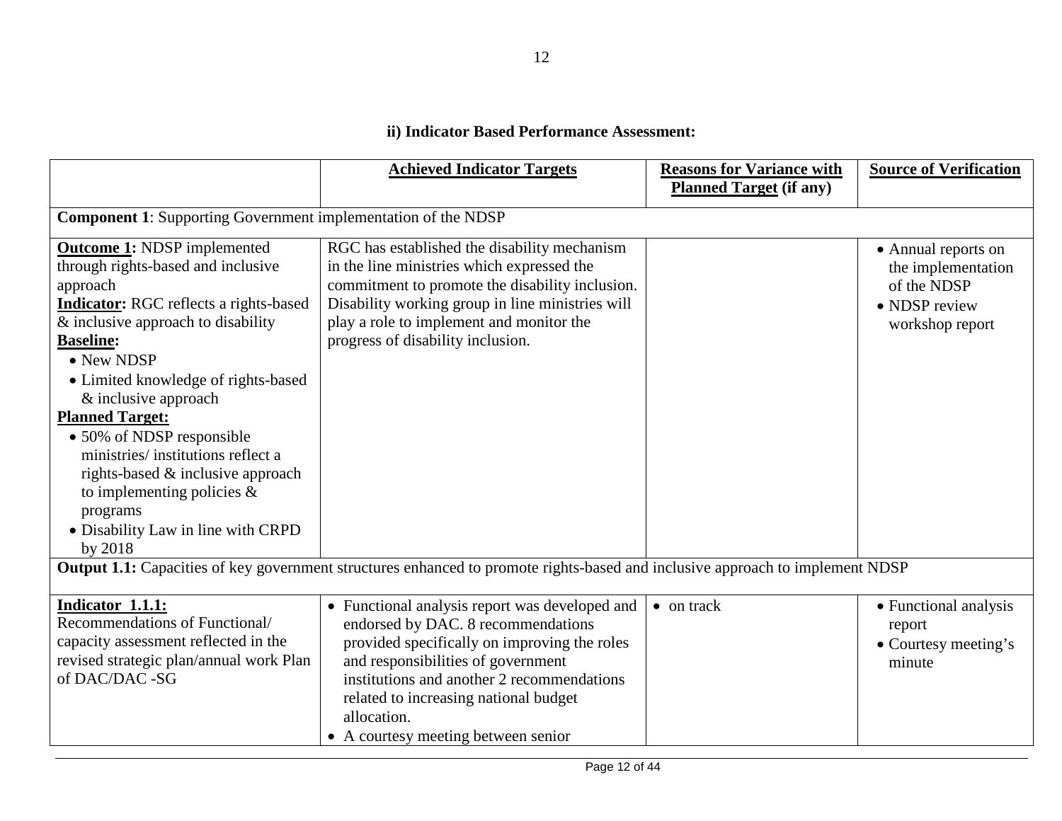### ii) Indicator Based Performance Assessment:

| | **Achieved Indicator Targets** | **Reasons for Variance with Planned Target (if any)** | **Source of Verification** |
|---|---|---|---|
| **Component 1**: Supporting Government implementation of the NDSP | | | |
| **Outcome 1:** NDSP implemented through rights-based and inclusive approach<br>**Indicator:** RGC reflects a rights-based & inclusive approach to disability<br>**Baseline:**<br>• New NDSP<br>• Limited knowledge of rights-based & inclusive approach<br>**Planned Target:**<br>• 50% of NDSP responsible ministries/ institutions reflect a rights-based & inclusive approach to implementing policies & programs<br>• Disability Law in line with CRPD by 2018 | RGC has established the disability mechanism in the line ministries which expressed the commitment to promote the disability inclusion. Disability working group in line ministries will play a role to implement and monitor the progress of disability inclusion. | | • Annual reports on the implementation of the NDSP<br>• NDSP review workshop report |
| **Output 1.1:** Capacities of key government structures enhanced to promote rights-based and inclusive approach to implement NDSP | | | |
| **Indicator 1.1.1:**<br>Recommendations of Functional/ capacity assessment reflected in the revised strategic plan/annual work Plan of DAC/DAC -SG | • Functional analysis report was developed and endorsed by DAC. 8 recommendations provided specifically on improving the roles and responsibilities of government institutions and another 2 recommendations related to increasing national budget allocation.<br>• A courtesy meeting between senior | • on track | • Functional analysis report<br>• Courtesy meeting's minute |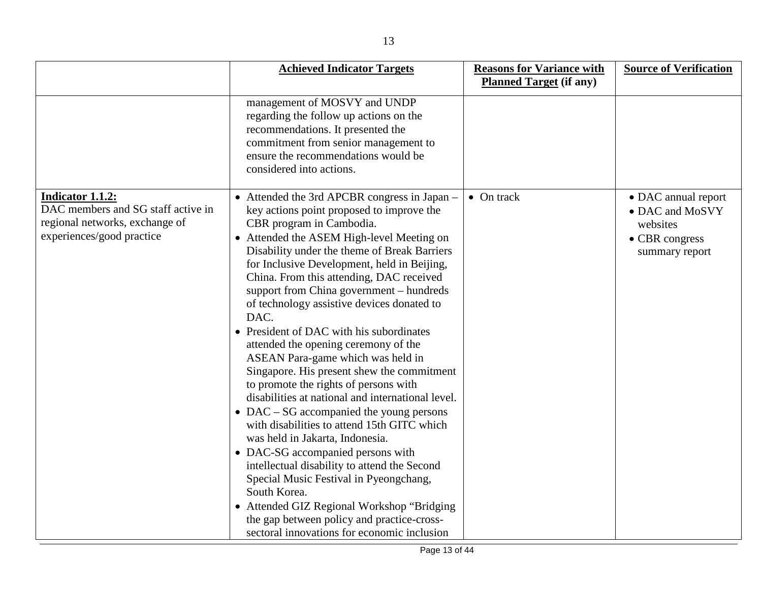| | **Achieved Indicator Targets** | **Reasons for Variance with Planned Target (if any)** | **Source of Verification** |
|---|---|---|---|
| | management of MOSVY and UNDP regarding the follow up actions on the recommendations. It presented the commitment from senior management to ensure the recommendations would be considered into actions. | | |
| **Indicator 1.1.2:** DAC members and SG staff active in regional networks, exchange of experiences/good practice | • Attended the 3rd APCBR congress in Japan – key actions point proposed to improve the CBR program in Cambodia.<br>• Attended the ASEM High-level Meeting on Disability under the theme of Break Barriers for Inclusive Development, held in Beijing, China. From this attending, DAC received support from China government – hundreds of technology assistive devices donated to DAC.<br>• President of DAC with his subordinates attended the opening ceremony of the ASEAN Para-game which was held in Singapore. His present shew the commitment to promote the rights of persons with disabilities at national and international level.<br>• DAC – SG accompanied the young persons with disabilities to attend 15th GITC which was held in Jakarta, Indonesia.<br>• DAC-SG accompanied persons with intellectual disability to attend the Second Special Music Festival in Pyeongchang, South Korea.<br>• Attended GIZ Regional Workshop "Bridging the gap between policy and practice-cross-sectoral innovations for economic inclusion | • On track | • DAC annual report<br>• DAC and MoSVY websites<br>• CBR congress summary report |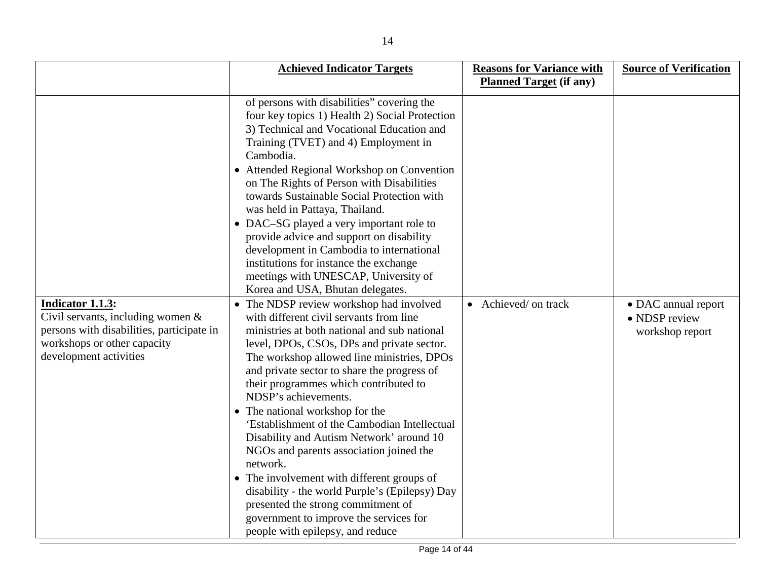| | Achieved Indicator Targets | Reasons for Variance with Planned Target (if any) | Source of Verification |
|---|---|---|---|
| | of persons with disabilities" covering the four key topics 1) Health 2) Social Protection 3) Technical and Vocational Education and Training (TVET) and 4) Employment in Cambodia.<br>• Attended Regional Workshop on Convention on The Rights of Person with Disabilities towards Sustainable Social Protection with was held in Pattaya, Thailand.<br>• DAC–SG played a very important role to provide advice and support on disability development in Cambodia to international institutions for instance the exchange meetings with UNESCAP, University of Korea and USA, Bhutan delegates. | | |
| **Indicator 1.1.3:**<br>Civil servants, including women & persons with disabilities, participate in workshops or other capacity development activities | • The NDSP review workshop had involved with different civil servants from line ministries at both national and sub national level, DPOs, CSOs, DPs and private sector. The workshop allowed line ministries, DPOs and private sector to share the progress of their programmes which contributed to NDSP's achievements.<br>• The national workshop for the 'Establishment of the Cambodian Intellectual Disability and Autism Network' around 10 NGOs and parents association joined the network.<br>• The involvement with different groups of disability - the world Purple's (Epilepsy) Day presented the strong commitment of government to improve the services for people with epilepsy, and reduce | • Achieved/ on track | • DAC annual report<br>• NDSP review workshop report |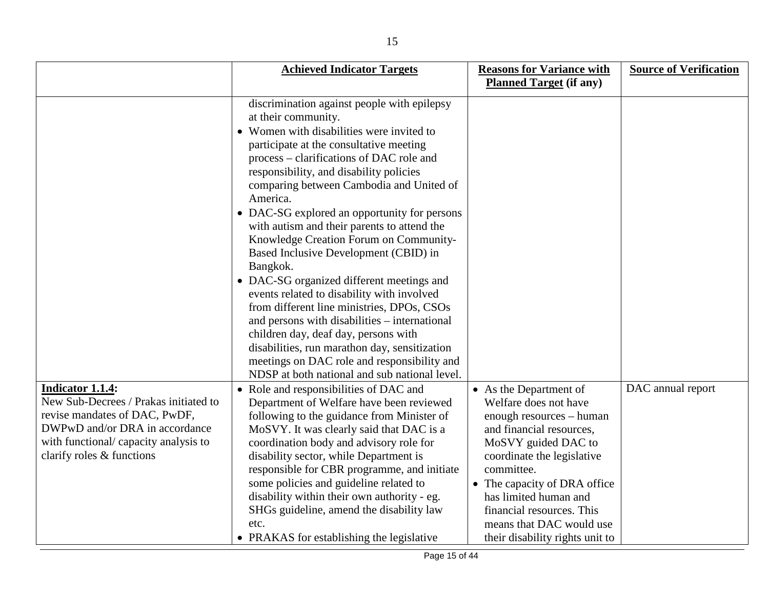| | **Achieved Indicator Targets** | **Reasons for Variance with Planned Target (if any)** | **Source of Verification** |
|---|---|---|---|
| | discrimination against people with epilepsy at their community.<br>• Women with disabilities were invited to participate at the consultative meeting process – clarifications of DAC role and responsibility, and disability policies comparing between Cambodia and United of America.<br>• DAC-SG explored an opportunity for persons with autism and their parents to attend the Knowledge Creation Forum on Community-Based Inclusive Development (CBID) in Bangkok.<br>• DAC-SG organized different meetings and events related to disability with involved from different line ministries, DPOs, CSOs and persons with disabilities – international children day, deaf day, persons with disabilities, run marathon day, sensitization meetings on DAC role and responsibility and NDSP at both national and sub national level. | | |
| **Indicator 1.1.4:**<br>New Sub-Decrees / Prakas initiated to revise mandates of DAC, PwDF, DWPwD and/or DRA in accordance with functional/ capacity analysis to clarify roles & functions | • Role and responsibilities of DAC and Department of Welfare have been reviewed following to the guidance from Minister of MoSVY. It was clearly said that DAC is a coordination body and advisory role for disability sector, while Department is responsible for CBR programme, and initiate some policies and guideline related to disability within their own authority - eg. SHGs guideline, amend the disability law etc.<br>• PRAKAS for establishing the legislative | • As the Department of Welfare does not have enough resources – human and financial resources, MoSVY guided DAC to coordinate the legislative committee.<br>• The capacity of DRA office has limited human and financial resources. This means that DAC would use their disability rights unit to | DAC annual report |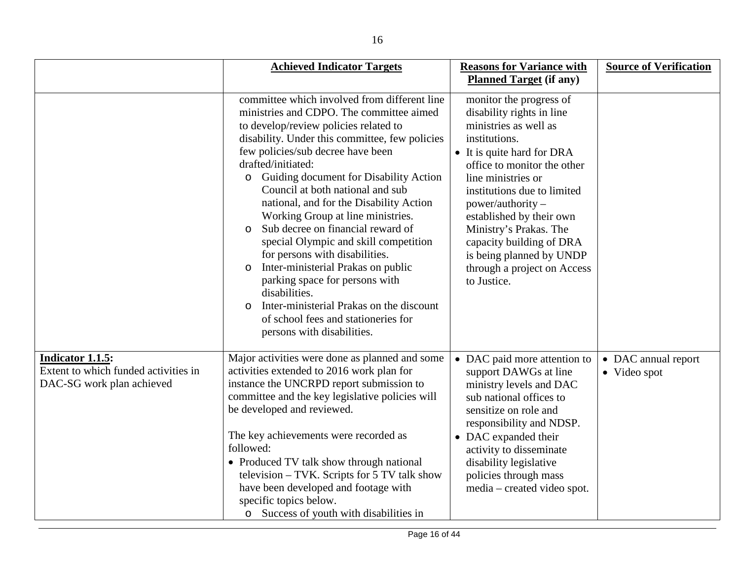| | Achieved Indicator Targets | Reasons for Variance with Planned Target (if any) | Source of Verification |
|---|---|---|---|
| | committee which involved from different line ministries and CDPO. The committee aimed to develop/review policies related to disability. Under this committee, few policies few policies/sub decree have been drafted/initiated:<br>o Guiding document for Disability Action Council at both national and sub national, and for the Disability Action Working Group at line ministries.<br>o Sub decree on financial reward of special Olympic and skill competition for persons with disabilities.<br>o Inter-ministerial Prakas on public parking space for persons with disabilities.<br>o Inter-ministerial Prakas on the discount of school fees and stationeries for persons with disabilities. | monitor the progress of disability rights in line ministries as well as institutions.<br>• It is quite hard for DRA office to monitor the other line ministries or institutions due to limited power/authority – established by their own Ministry's Prakas. The capacity building of DRA is being planned by UNDP through a project on Access to Justice. | |
| **Indicator 1.1.5:** Extent to which funded activities in DAC-SG work plan achieved | Major activities were done as planned and some activities extended to 2016 work plan for instance the UNCRPD report submission to committee and the key legislative policies will be developed and reviewed.<br><br>The key achievements were recorded as followed:<br>• Produced TV talk show through national television – TVK. Scripts for 5 TV talk show have been developed and footage with specific topics below.<br>o Success of youth with disabilities in | • DAC paid more attention to support DAWGs at line ministry levels and DAC sub national offices to sensitize on role and responsibility and NDSP.<br>• DAC expanded their activity to disseminate disability legislative policies through mass media – created video spot. | • DAC annual report<br>• Video spot |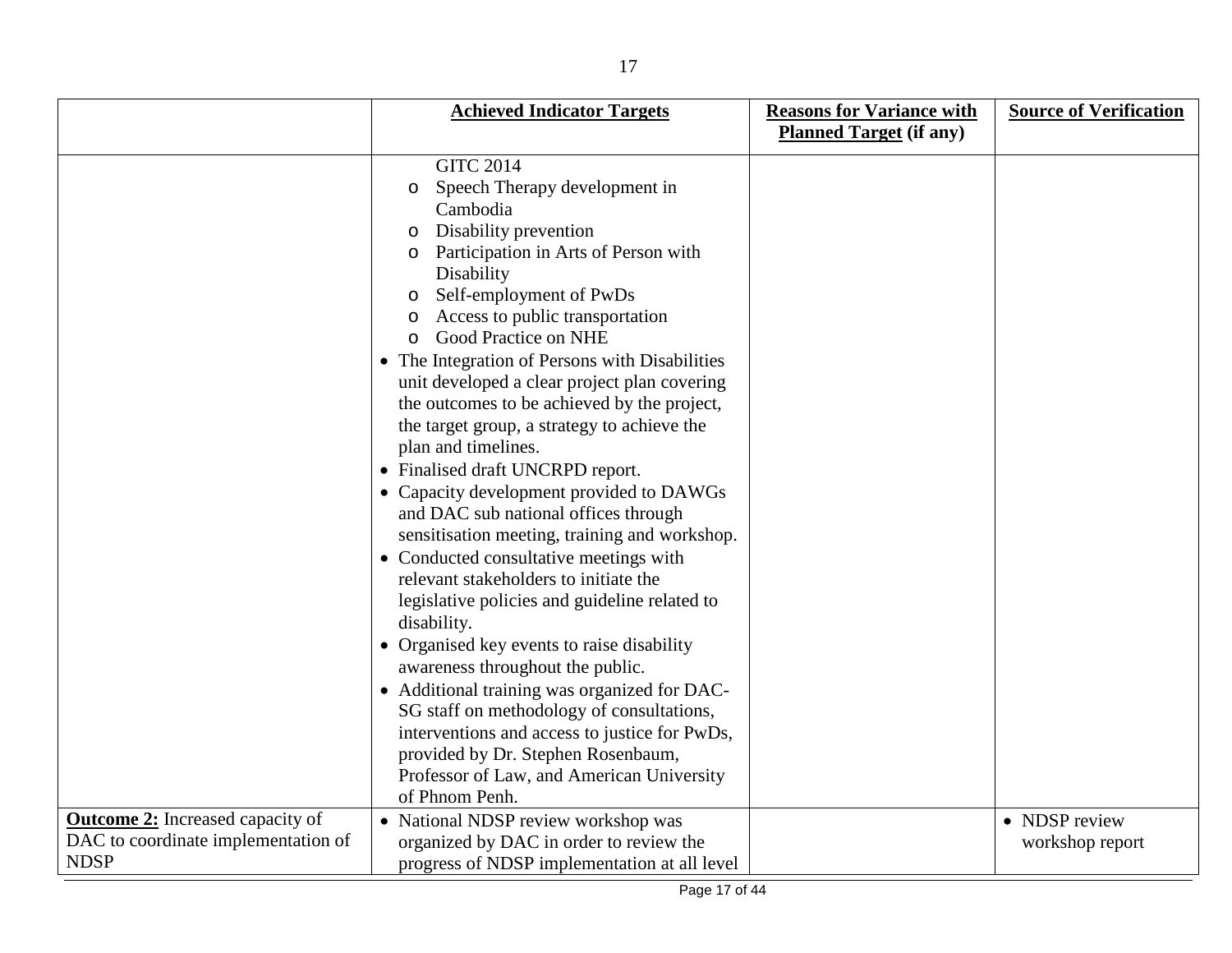| | **Achieved Indicator Targets** | **Reasons for Variance with Planned Target (if any)** | **Source of Verification** |
|---|---|---|---|
| | GITC 2014<br>o Speech Therapy development in Cambodia<br>o Disability prevention<br>o Participation in Arts of Person with Disability<br>o Self-employment of PwDs<br>o Access to public transportation<br>o Good Practice on NHE<br>• The Integration of Persons with Disabilities unit developed a clear project plan covering the outcomes to be achieved by the project, the target group, a strategy to achieve the plan and timelines.<br>• Finalised draft UNCRPD report.<br>• Capacity development provided to DAWGs and DAC sub national offices through sensitisation meeting, training and workshop.<br>• Conducted consultative meetings with relevant stakeholders to initiate the legislative policies and guideline related to disability.<br>• Organised key events to raise disability awareness throughout the public.<br>• Additional training was organized for DAC-SG staff on methodology of consultations, interventions and access to justice for PwDs, provided by Dr. Stephen Rosenbaum, Professor of Law, and American University of Phnom Penh. | | |
| **Outcome 2:** Increased capacity of DAC to coordinate implementation of NDSP | • National NDSP review workshop was organized by DAC in order to review the progress of NDSP implementation at all level | | • NDSP review workshop report |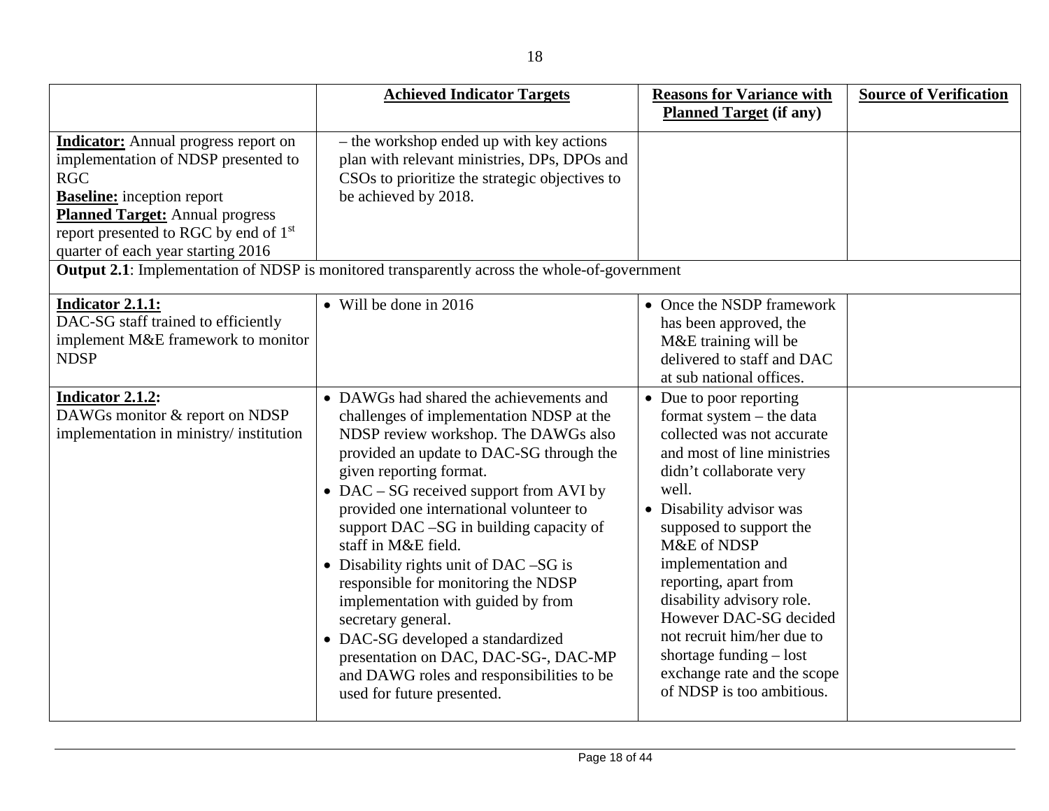| | **Achieved Indicator Targets** | **Reasons for Variance with Planned Target (if any)** | **Source of Verification** |
|---|---|---|---|
| **Indicator:** Annual progress report on implementation of NDSP presented to RGC<br>**Baseline:** inception report<br>**Planned Target:** Annual progress report presented to RGC by end of 1st quarter of each year starting 2016 | – the workshop ended up with key actions plan with relevant ministries, DPs, DPOs and CSOs to prioritize the strategic objectives to be achieved by 2018. | | |
| **Output 2.1**: Implementation of NDSP is monitored transparently across the whole-of-government | | | |
| **Indicator 2.1.1:**<br>DAC-SG staff trained to efficiently implement M&E framework to monitor NDSP | • Will be done in 2016 | • Once the NSDP framework has been approved, the M&E training will be delivered to staff and DAC at sub national offices. | |
| **Indicator 2.1.2:**<br>DAWGs monitor & report on NDSP implementation in ministry/ institution | • DAWGs had shared the achievements and challenges of implementation NDSP at the NDSP review workshop. The DAWGs also provided an update to DAC-SG through the given reporting format.<br>• DAC – SG received support from AVI by provided one international volunteer to support DAC –SG in building capacity of staff in M&E field.<br>• Disability rights unit of DAC –SG is responsible for monitoring the NDSP implementation with guided by from secretary general.<br>• DAC-SG developed a standardized presentation on DAC, DAC-SG-, DAC-MP and DAWG roles and responsibilities to be used for future presented. | • Due to poor reporting format system – the data collected was not accurate and most of line ministries didn't collaborate very well.<br>• Disability advisor was supposed to support the M&E of NDSP implementation and reporting, apart from disability advisory role. However DAC-SG decided not recruit him/her due to shortage funding – lost exchange rate and the scope of NDSP is too ambitious. | |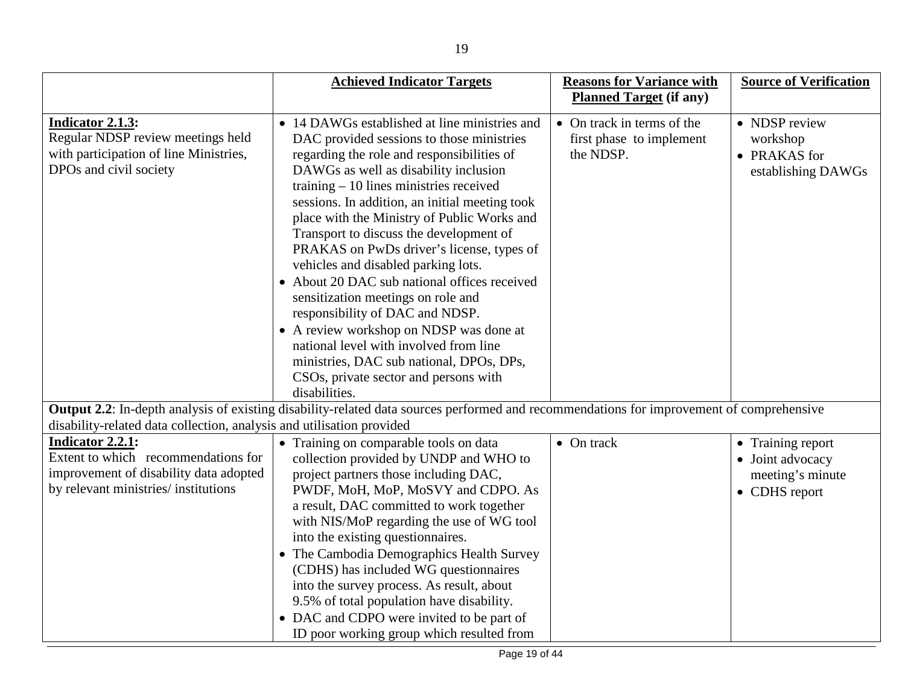| | **Achieved Indicator Targets** | **Reasons for Variance with Planned Target (if any)** | **Source of Verification** |
|---|---|---|---|
| **Indicator 2.1.3:** Regular NDSP review meetings held with participation of line Ministries, DPOs and civil society | • 14 DAWGs established at line ministries and DAC provided sessions to those ministries regarding the role and responsibilities of DAWGs as well as disability inclusion training – 10 lines ministries received sessions. In addition, an initial meeting took place with the Ministry of Public Works and Transport to discuss the development of PRAKAS on PwDs driver's license, types of vehicles and disabled parking lots.<br>• About 20 DAC sub national offices received sensitization meetings on role and responsibility of DAC and NDSP.<br>• A review workshop on NDSP was done at national level with involved from line ministries, DAC sub national, DPOs, DPs, CSOs, private sector and persons with disabilities. | • On track in terms of the first phase to implement the NDSP. | • NDSP review workshop<br>• PRAKAS for establishing DAWGs |
| **Output 2.2**: In-depth analysis of existing disability-related data sources performed and recommendations for improvement of comprehensive disability-related data collection, analysis and utilisation provided | | | |
| **Indicator 2.2.1:** Extent to which recommendations for improvement of disability data adopted by relevant ministries/ institutions | • Training on comparable tools on data collection provided by UNDP and WHO to project partners those including DAC, PWDF, MoH, MoP, MoSVY and CDPO. As a result, DAC committed to work together with NIS/MoP regarding the use of WG tool into the existing questionnaires.<br>• The Cambodia Demographics Health Survey (CDHS) has included WG questionnaires into the survey process. As result, about 9.5% of total population have disability.<br>• DAC and CDPO were invited to be part of ID poor working group which resulted from | • On track | • Training report<br>• Joint advocacy meeting's minute<br>• CDHS report |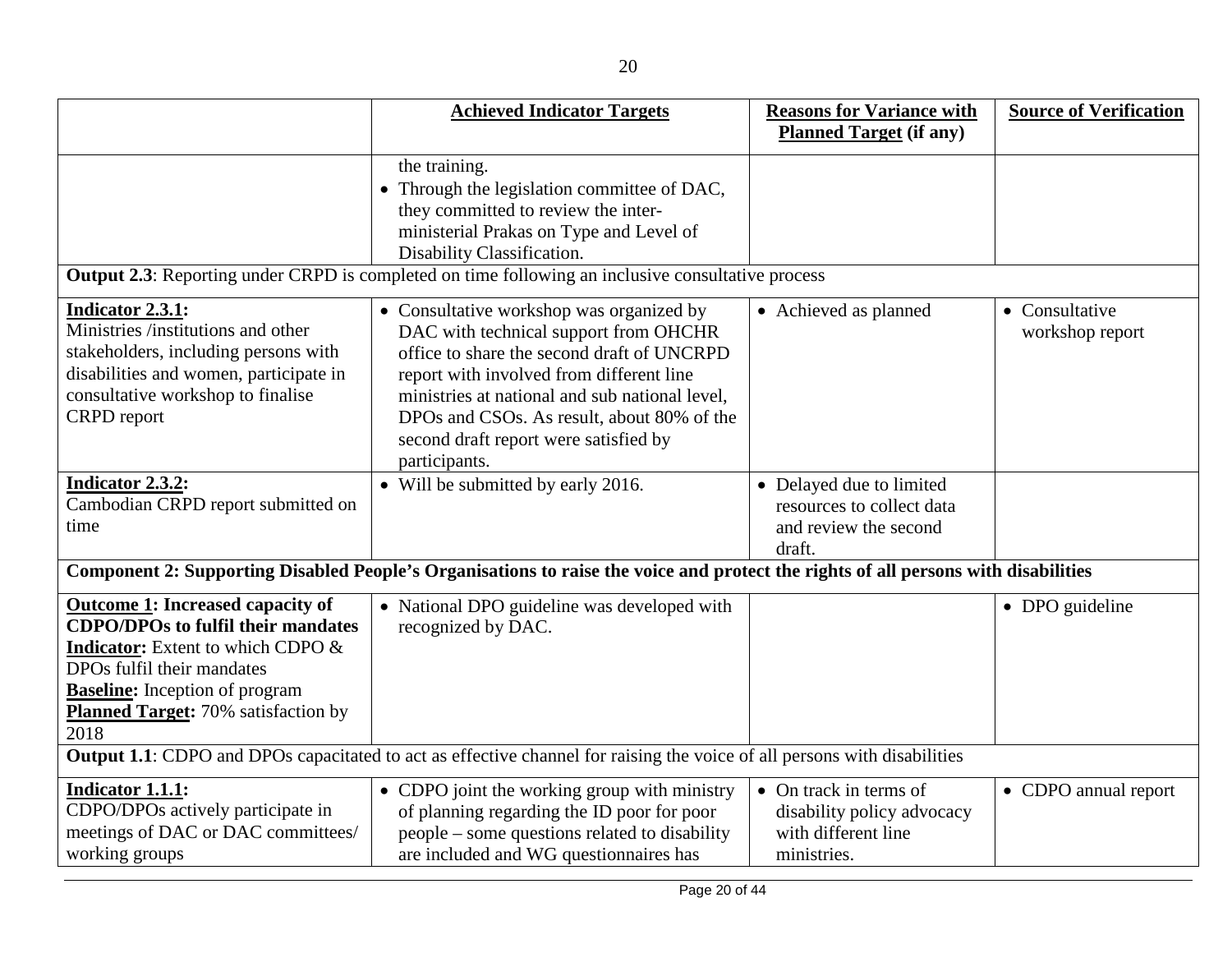| | **Achieved Indicator Targets** | **Reasons for Variance with Planned Target (if any)** | **Source of Verification** |
|---|---|---|---|
| | the training.<br>• Through the legislation committee of DAC, they committed to review the inter-ministerial Prakas on Type and Level of Disability Classification. | | |
| **Output 2.3**: Reporting under CRPD is completed on time following an inclusive consultative process | | | |
| **Indicator 2.3.1:**<br>Ministries /institutions and other stakeholders, including persons with disabilities and women, participate in consultative workshop to finalise CRPD report | • Consultative workshop was organized by DAC with technical support from OHCHR office to share the second draft of UNCRPD report with involved from different line ministries at national and sub national level, DPOs and CSOs. As result, about 80% of the second draft report were satisfied by participants. | • Achieved as planned | • Consultative workshop report |
| **Indicator 2.3.2:**<br>Cambodian CRPD report submitted on time | • Will be submitted by early 2016. | • Delayed due to limited resources to collect data and review the second draft. | |
| **Component 2: Supporting Disabled People's Organisations to raise the voice and protect the rights of all persons with disabilities** | | | |
| **Outcome 1: Increased capacity of CDPO/DPOs to fulfil their mandates**<br>**Indicator:** Extent to which CDPO & DPOs fulfil their mandates<br>**Baseline:** Inception of program<br>**Planned Target:** 70% satisfaction by 2018 | • National DPO guideline was developed with recognized by DAC. | | • DPO guideline |
| **Output 1.1**: CDPO and DPOs capacitated to act as effective channel for raising the voice of all persons with disabilities | | | |
| **Indicator 1.1.1:**<br>CDPO/DPOs actively participate in meetings of DAC or DAC committees/ working groups | • CDPO joint the working group with ministry of planning regarding the ID poor for poor people – some questions related to disability are included and WG questionnaires has | • On track in terms of disability policy advocacy with different line ministries. | • CDPO annual report |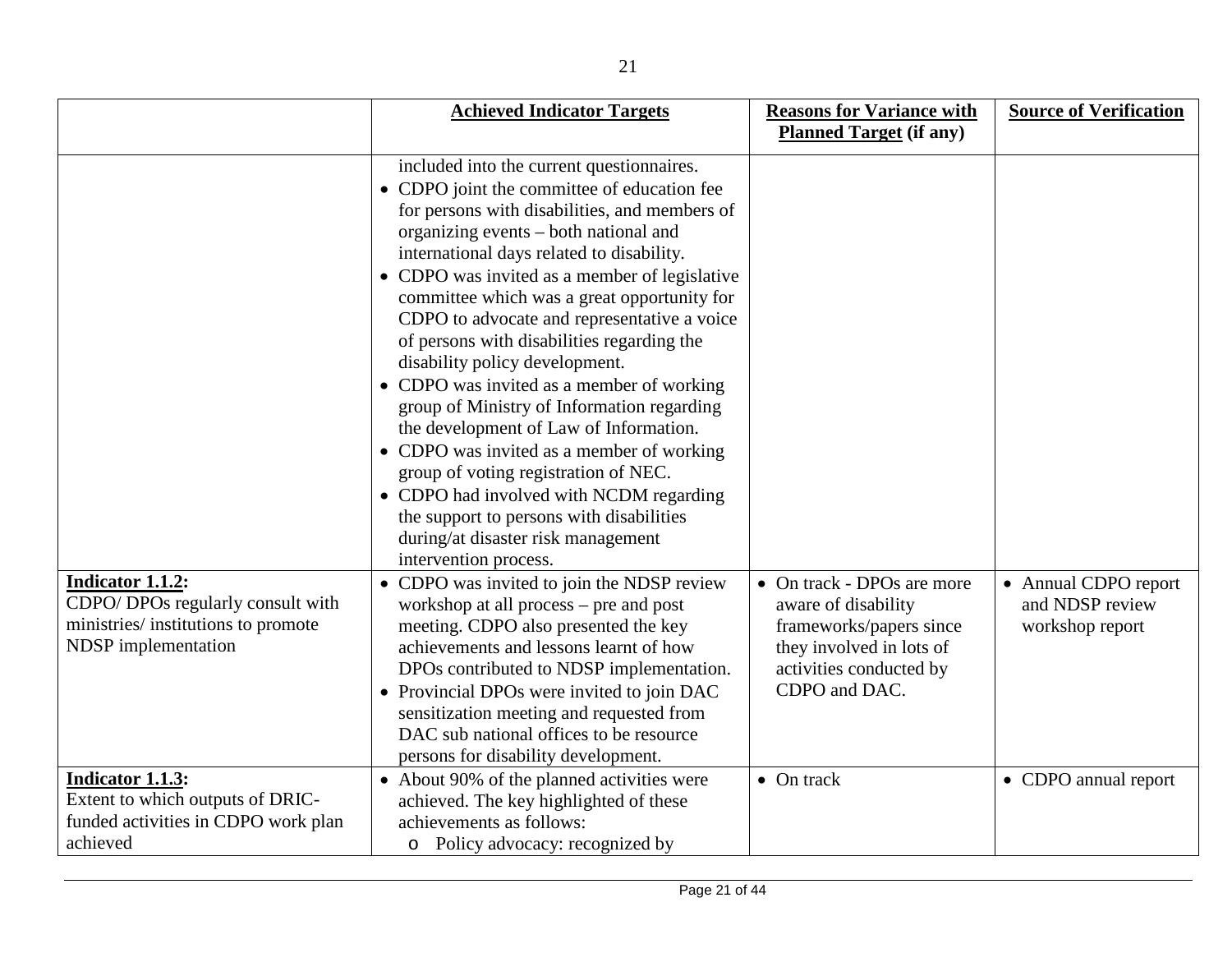| | **Achieved Indicator Targets** | **Reasons for Variance with Planned Target (if any)** | **Source of Verification** |
|---|---|---|---|
| | included into the current questionnaires.<br>• CDPO joint the committee of education fee for persons with disabilities, and members of organizing events – both national and international days related to disability.<br>• CDPO was invited as a member of legislative committee which was a great opportunity for CDPO to advocate and representative a voice of persons with disabilities regarding the disability policy development.<br>• CDPO was invited as a member of working group of Ministry of Information regarding the development of Law of Information.<br>• CDPO was invited as a member of working group of voting registration of NEC.<br>• CDPO had involved with NCDM regarding the support to persons with disabilities during/at disaster risk management intervention process. | | |
| **Indicator 1.1.2:**<br>CDPO/ DPOs regularly consult with ministries/ institutions to promote NDSP implementation | • CDPO was invited to join the NDSP review workshop at all process – pre and post meeting. CDPO also presented the key achievements and lessons learnt of how DPOs contributed to NDSP implementation.<br>• Provincial DPOs were invited to join DAC sensitization meeting and requested from DAC sub national offices to be resource persons for disability development. | • On track - DPOs are more aware of disability frameworks/papers since they involved in lots of activities conducted by CDPO and DAC. | • Annual CDPO report and NDSP review workshop report |
| **Indicator 1.1.3:**<br>Extent to which outputs of DRIC-funded activities in CDPO work plan achieved | • About 90% of the planned activities were achieved. The key highlighted of these achievements as follows:<br>o Policy advocacy: recognized by | • On track | • CDPO annual report |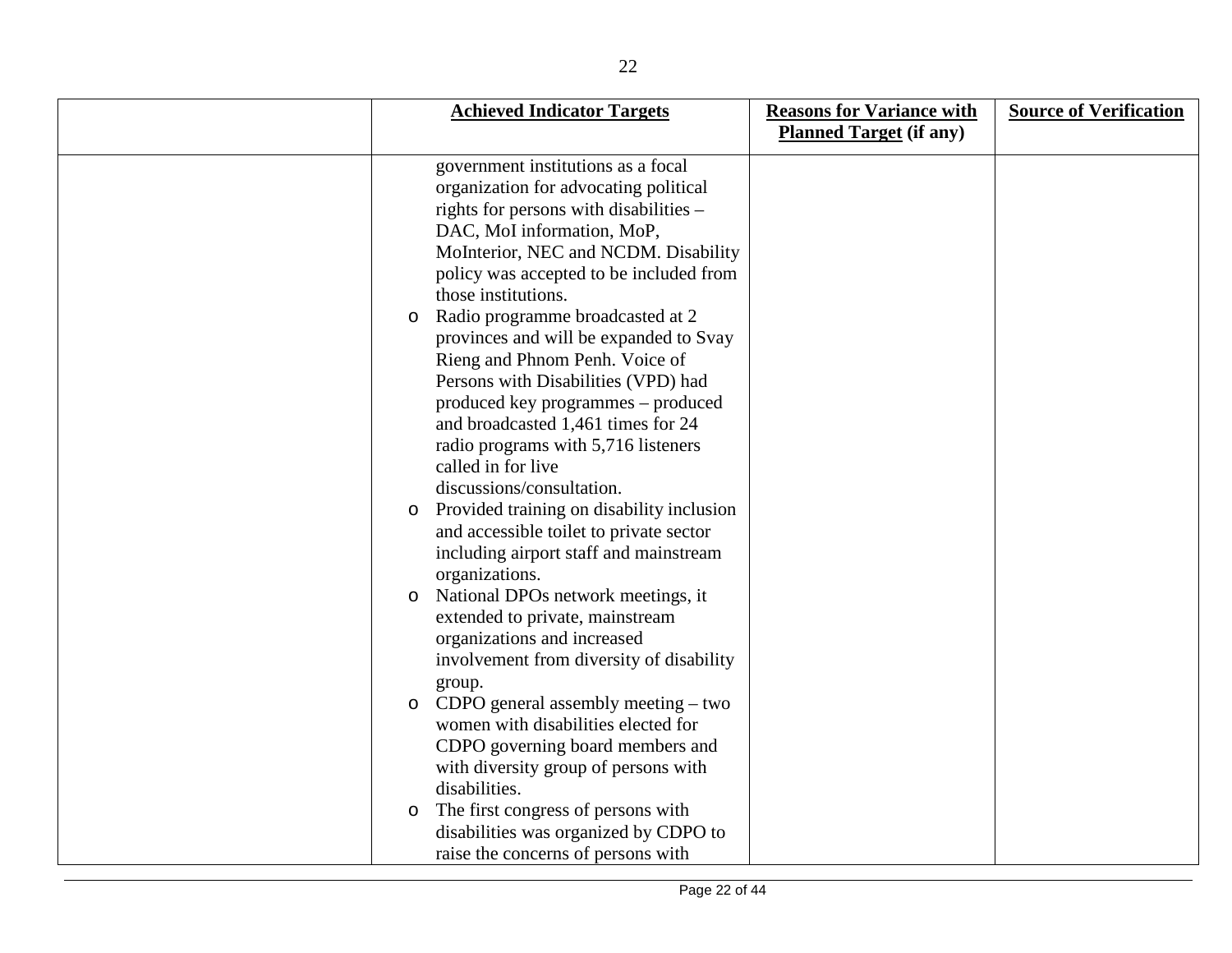| | Achieved Indicator Targets | Reasons for Variance with Planned Target (if any) | Source of Verification |
|---|---|---|---|
| | government institutions as a focal organization for advocating political rights for persons with disabilities – DAC, MoI information, MoP, MoInterior, NEC and NCDM. Disability policy was accepted to be included from those institutions.<br>o Radio programme broadcasted at 2 provinces and will be expanded to Svay Rieng and Phnom Penh. Voice of Persons with Disabilities (VPD) had produced key programmes – produced and broadcasted 1,461 times for 24 radio programs with 5,716 listeners called in for live discussions/consultation.<br>o Provided training on disability inclusion and accessible toilet to private sector including airport staff and mainstream organizations.<br>o National DPOs network meetings, it extended to private, mainstream organizations and increased involvement from diversity of disability group.<br>o CDPO general assembly meeting – two women with disabilities elected for CDPO governing board members and with diversity group of persons with disabilities.<br>o The first congress of persons with disabilities was organized by CDPO to raise the concerns of persons with | | |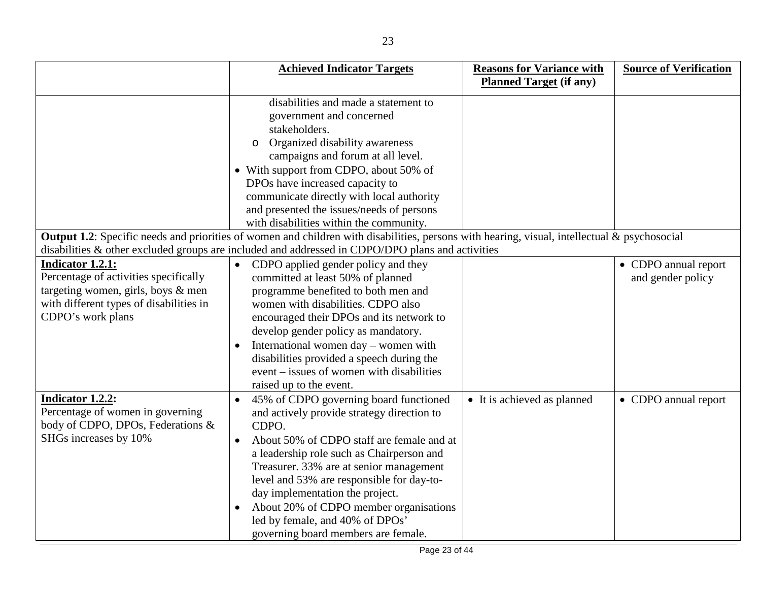| | **Achieved Indicator Targets** | **Reasons for Variance with Planned Target (if any)** | **Source of Verification** |
|---|---|---|---|
| | disabilities and made a statement to government and concerned stakeholders.<br>o Organized disability awareness campaigns and forum at all level.<br>• With support from CDPO, about 50% of DPOs have increased capacity to communicate directly with local authority and presented the issues/needs of persons with disabilities within the community. | | |
| **Output 1.2**: Specific needs and priorities of women and children with disabilities, persons with hearing, visual, intellectual & psychosocial disabilities & other excluded groups are included and addressed in CDPO/DPO plans and activities | | | |
| **Indicator 1.2.1:**<br>Percentage of activities specifically targeting women, girls, boys & men with different types of disabilities in CDPO's work plans | • CDPO applied gender policy and they committed at least 50% of planned programme benefited to both men and women with disabilities. CDPO also encouraged their DPOs and its network to develop gender policy as mandatory.<br>• International women day – women with disabilities provided a speech during the event – issues of women with disabilities raised up to the event. | | • CDPO annual report and gender policy |
| **Indicator 1.2.2:**<br>Percentage of women in governing body of CDPO, DPOs, Federations & SHGs increases by 10% | • 45% of CDPO governing board functioned and actively provide strategy direction to CDPO.<br>• About 50% of CDPO staff are female and at a leadership role such as Chairperson and Treasurer. 33% are at senior management level and 53% are responsible for day-to-day implementation the project.<br>• About 20% of CDPO member organisations led by female, and 40% of DPOs' governing board members are female. | • It is achieved as planned | • CDPO annual report |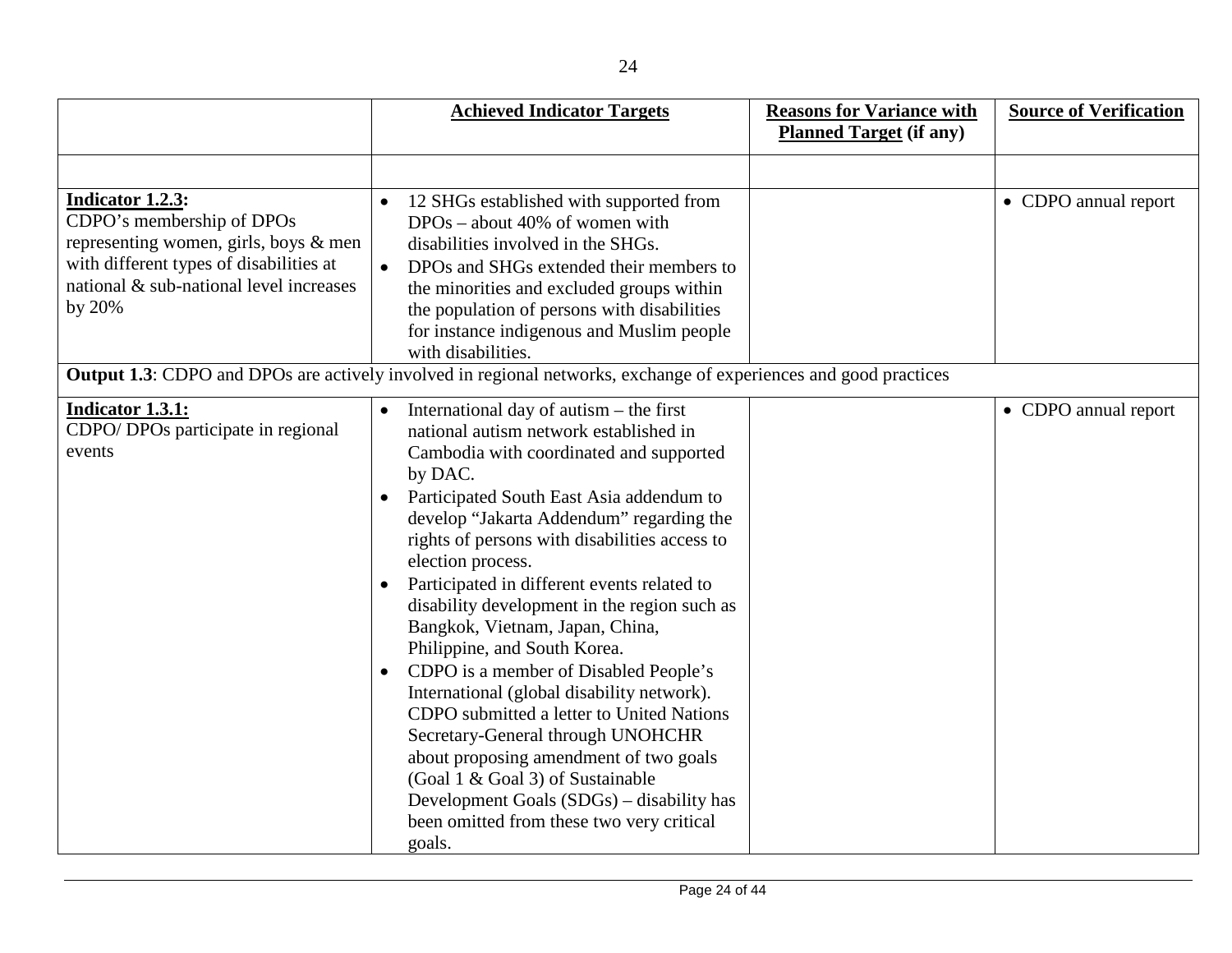| | **Achieved Indicator Targets** | **Reasons for Variance with Planned Target (if any)** | **Source of Verification** |
|---|---|---|---|
| | | | |
| **Indicator 1.2.3:** CDPO's membership of DPOs representing women, girls, boys & men with different types of disabilities at national & sub-national level increases by 20% | • 12 SHGs established with supported from DPOs – about 40% of women with disabilities involved in the SHGs.<br>• DPOs and SHGs extended their members to the minorities and excluded groups within the population of persons with disabilities for instance indigenous and Muslim people with disabilities. | | • CDPO annual report |
| **Output 1.3**: CDPO and DPOs are actively involved in regional networks, exchange of experiences and good practices | | | |
| **Indicator 1.3.1:** CDPO/ DPOs participate in regional events | • International day of autism – the first national autism network established in Cambodia with coordinated and supported by DAC.<br>• Participated South East Asia addendum to develop "Jakarta Addendum" regarding the rights of persons with disabilities access to election process.<br>• Participated in different events related to disability development in the region such as Bangkok, Vietnam, Japan, China, Philippine, and South Korea.<br>• CDPO is a member of Disabled People's International (global disability network). CDPO submitted a letter to United Nations Secretary-General through UNOHCHR about proposing amendment of two goals (Goal 1 & Goal 3) of Sustainable Development Goals (SDGs) – disability has been omitted from these two very critical goals. | | • CDPO annual report |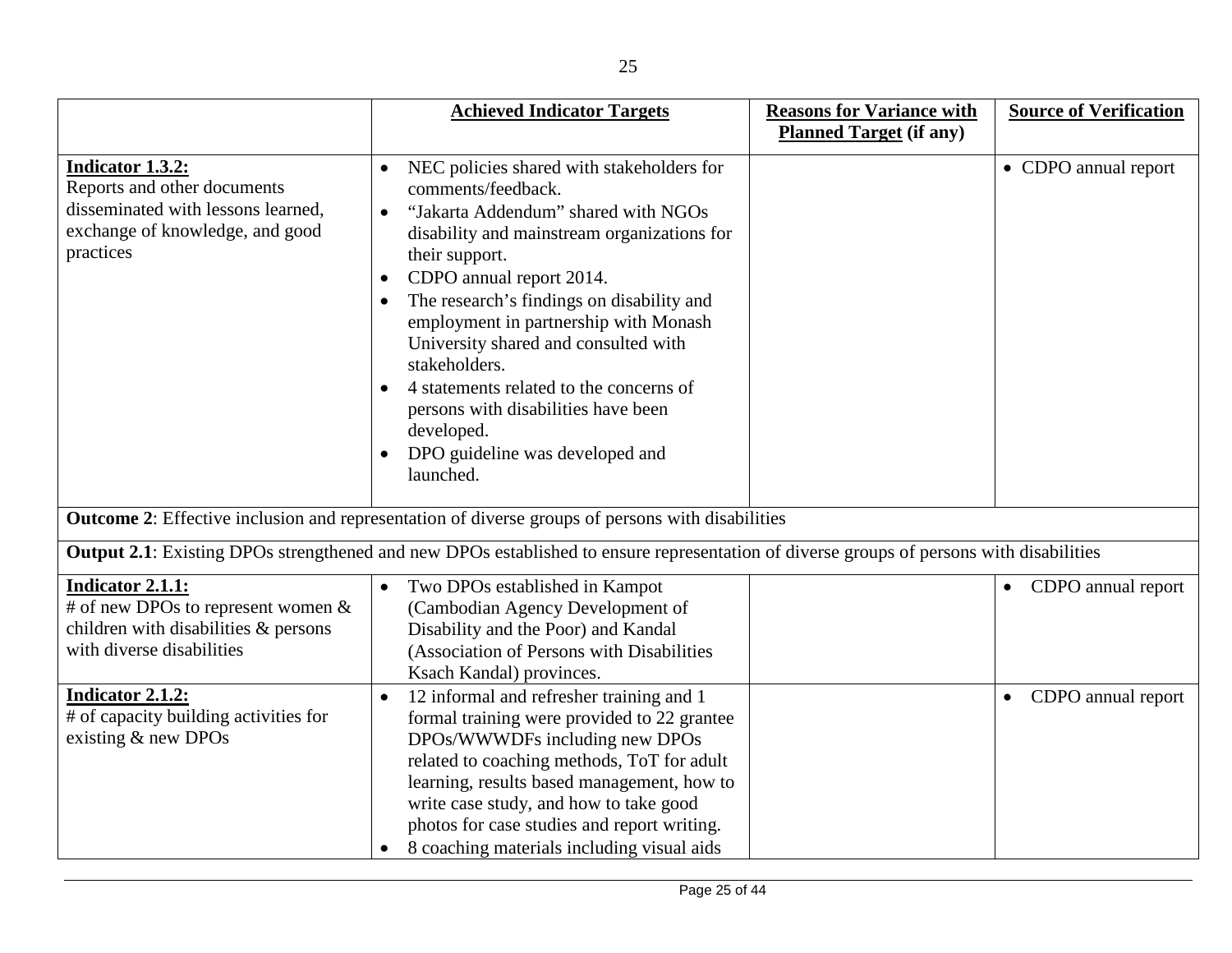| | **Achieved Indicator Targets** | **Reasons for Variance with Planned Target (if any)** | **Source of Verification** |
|---|---|---|---|
| **Indicator 1.3.2:** Reports and other documents disseminated with lessons learned, exchange of knowledge, and good practices | • NEC policies shared with stakeholders for comments/feedback.<br>• "Jakarta Addendum" shared with NGOs disability and mainstream organizations for their support.<br>• CDPO annual report 2014.<br>• The research's findings on disability and employment in partnership with Monash University shared and consulted with stakeholders.<br>• 4 statements related to the concerns of persons with disabilities have been developed.<br>• DPO guideline was developed and launched. | | • CDPO annual report |
| **Outcome 2**: Effective inclusion and representation of diverse groups of persons with disabilities | | | |
| **Output 2.1**: Existing DPOs strengthened and new DPOs established to ensure representation of diverse groups of persons with disabilities | | | |
| **Indicator 2.1.1:** # of new DPOs to represent women & children with disabilities & persons with diverse disabilities | • Two DPOs established in Kampot (Cambodian Agency Development of Disability and the Poor) and Kandal (Association of Persons with Disabilities Ksach Kandal) provinces. | | • CDPO annual report |
| **Indicator 2.1.2:** # of capacity building activities for existing & new DPOs | • 12 informal and refresher training and 1 formal training were provided to 22 grantee DPOs/WWWDFs including new DPOs related to coaching methods, ToT for adult learning, results based management, how to write case study, and how to take good photos for case studies and report writing.<br>• 8 coaching materials including visual aids | | • CDPO annual report |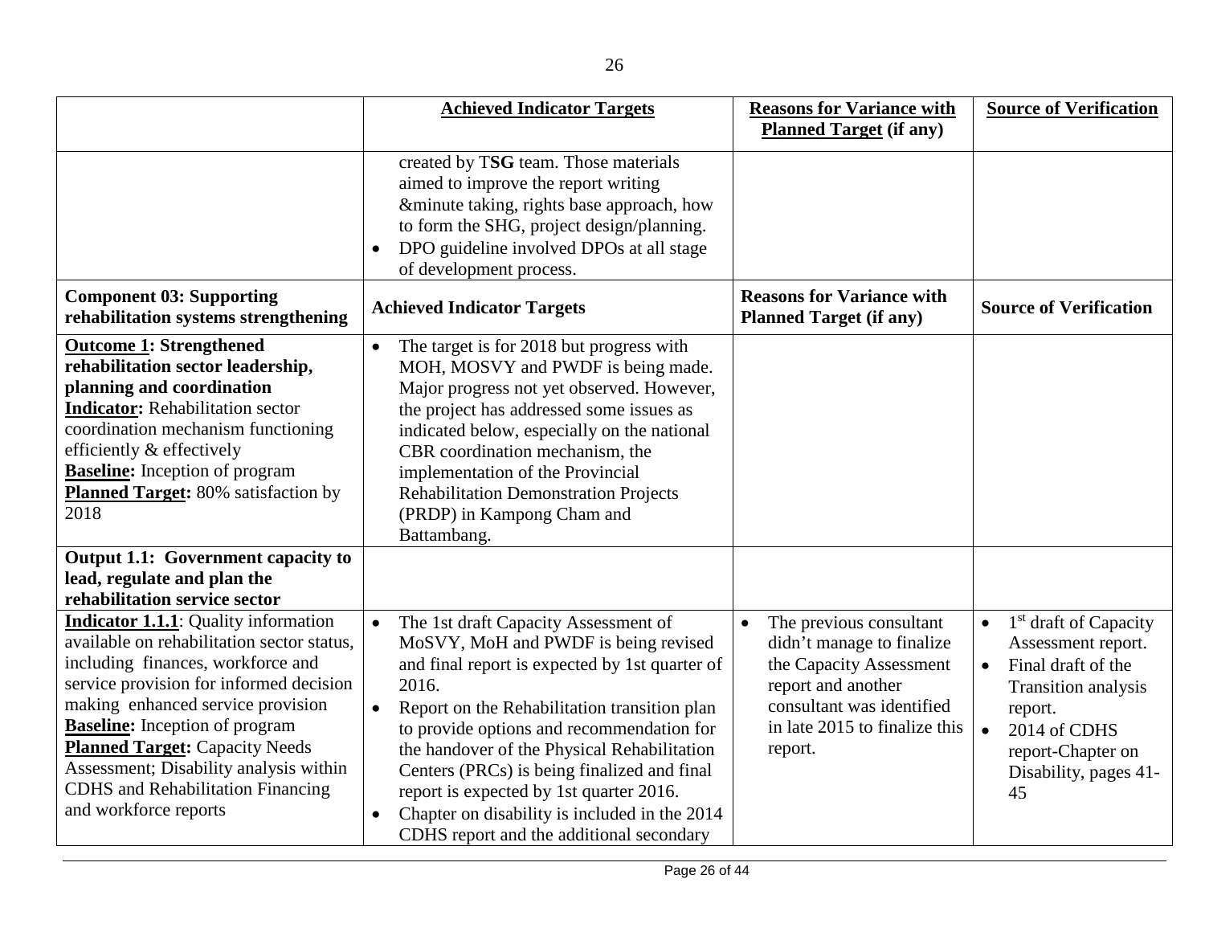| | **Achieved Indicator Targets** | **Reasons for Variance with Planned Target (if any)** | **Source of Verification** |
|---|---|---|---|
| | created by T**SG** team. Those materials aimed to improve the report writing &minute taking, rights base approach, how to form the SHG, project design/planning.<br>• DPO guideline involved DPOs at all stage of development process. | | |
| **Component 03: Supporting rehabilitation systems strengthening** | **Achieved Indicator Targets** | **Reasons for Variance with Planned Target (if any)** | **Source of Verification** |
| **Outcome 1: Strengthened rehabilitation sector leadership, planning and coordination**<br>**Indicator:** Rehabilitation sector coordination mechanism functioning efficiently & effectively<br>**Baseline:** Inception of program<br>**Planned Target:** 80% satisfaction by 2018 | • The target is for 2018 but progress with MOH, MOSVY and PWDF is being made. Major progress not yet observed. However, the project has addressed some issues as indicated below, especially on the national CBR coordination mechanism, the implementation of the Provincial Rehabilitation Demonstration Projects (PRDP) in Kampong Cham and Battambang. | | |
| **Output 1.1: Government capacity to lead, regulate and plan the rehabilitation service sector** | | | |
| **Indicator 1.1.1**: Quality information available on rehabilitation sector status, including finances, workforce and service provision for informed decision making enhanced service provision<br>**Baseline:** Inception of program<br>**Planned Target:** Capacity Needs Assessment; Disability analysis within CDHS and Rehabilitation Financing and workforce reports | • The 1st draft Capacity Assessment of MoSVY, MoH and PWDF is being revised and final report is expected by 1st quarter of 2016.<br>• Report on the Rehabilitation transition plan to provide options and recommendation for the handover of the Physical Rehabilitation Centers (PRCs) is being finalized and final report is expected by 1st quarter 2016.<br>• Chapter on disability is included in the 2014 CDHS report and the additional secondary | • The previous consultant didn't manage to finalize the Capacity Assessment report and another consultant was identified in late 2015 to finalize this report. | • 1st draft of Capacity Assessment report.<br>• Final draft of the Transition analysis report.<br>• 2014 of CDHS report-Chapter on Disability, pages 41-45 |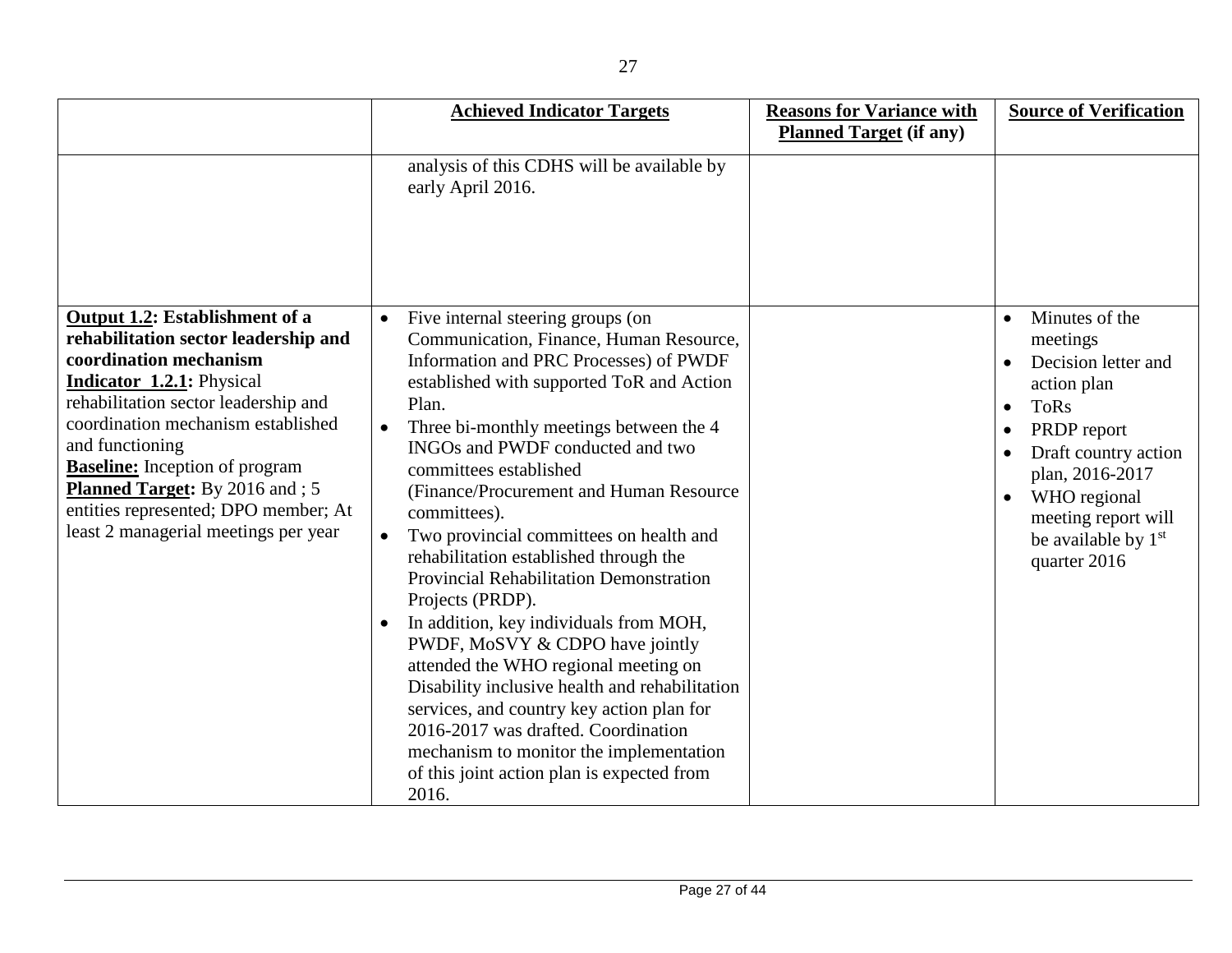| | **Achieved Indicator Targets** | **Reasons for Variance with Planned Target (if any)** | **Source of Verification** |
|---|---|---|---|
| | analysis of this CDHS will be available by early April 2016. | | |
| **Output 1.2: Establishment of a rehabilitation sector leadership and coordination mechanism**<br>**Indicator 1.2.1:** Physical rehabilitation sector leadership and coordination mechanism established and functioning<br>**Baseline:** Inception of program<br>**Planned Target:** By 2016 and ; 5 entities represented; DPO member; At least 2 managerial meetings per year | • Five internal steering groups (on Communication, Finance, Human Resource, Information and PRC Processes) of PWDF established with supported ToR and Action Plan.<br>• Three bi-monthly meetings between the 4 INGOs and PWDF conducted and two committees established (Finance/Procurement and Human Resource committees).<br>• Two provincial committees on health and rehabilitation established through the Provincial Rehabilitation Demonstration Projects (PRDP).<br>• In addition, key individuals from MOH, PWDF, MoSVY & CDPO have jointly attended the WHO regional meeting on Disability inclusive health and rehabilitation services, and country key action plan for 2016-2017 was drafted. Coordination mechanism to monitor the implementation of this joint action plan is expected from 2016. | | • Minutes of the meetings<br>• Decision letter and action plan<br>• ToRs<br>• PRDP report<br>• Draft country action plan, 2016-2017<br>• WHO regional meeting report will be available by 1st quarter 2016 |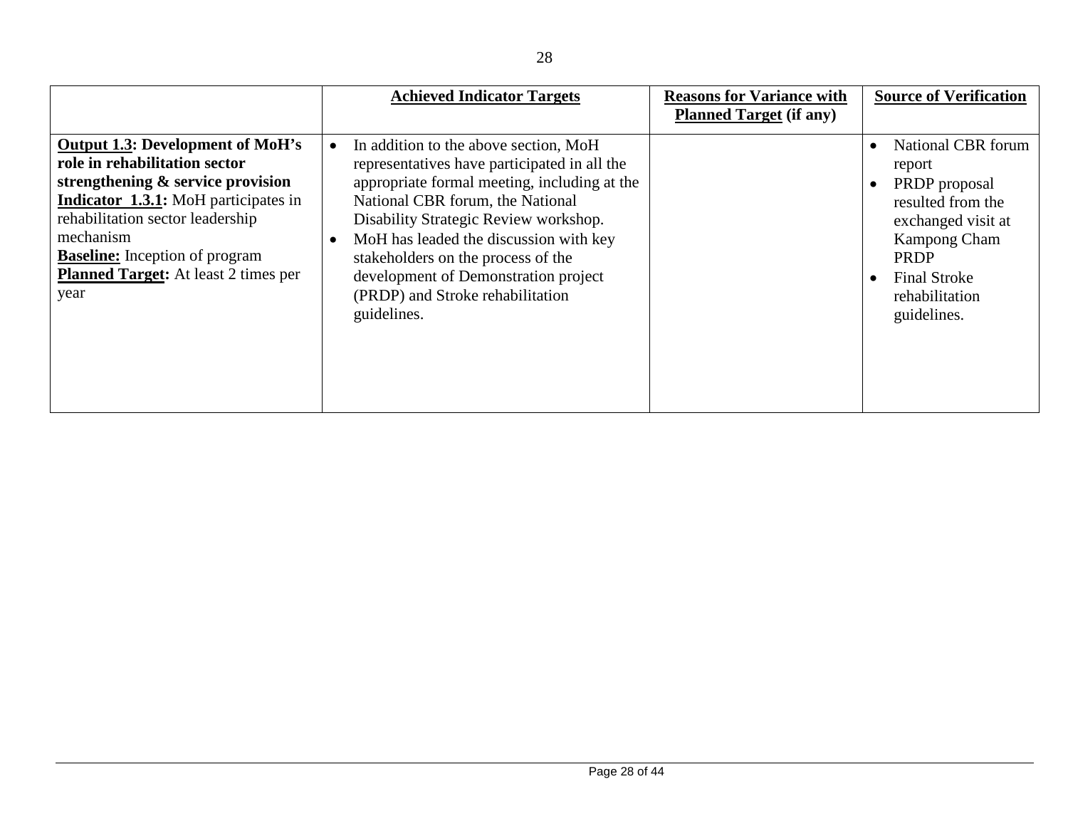| | **Achieved Indicator Targets** | **Reasons for Variance with Planned Target (if any)** | **Source of Verification** |
|---|---|---|---|
| **Output 1.3: Development of MoH's role in rehabilitation sector strengthening & service provision**<br>**Indicator 1.3.1:** MoH participates in rehabilitation sector leadership mechanism<br>**Baseline:** Inception of program<br>**Planned Target:** At least 2 times per year | • In addition to the above section, MoH representatives have participated in all the appropriate formal meeting, including at the National CBR forum, the National Disability Strategic Review workshop.<br>• MoH has leaded the discussion with key stakeholders on the process of the development of Demonstration project (PRDP) and Stroke rehabilitation guidelines. | | • National CBR forum report<br>• PRDP proposal resulted from the exchanged visit at Kampong Cham PRDP<br>• Final Stroke rehabilitation guidelines. |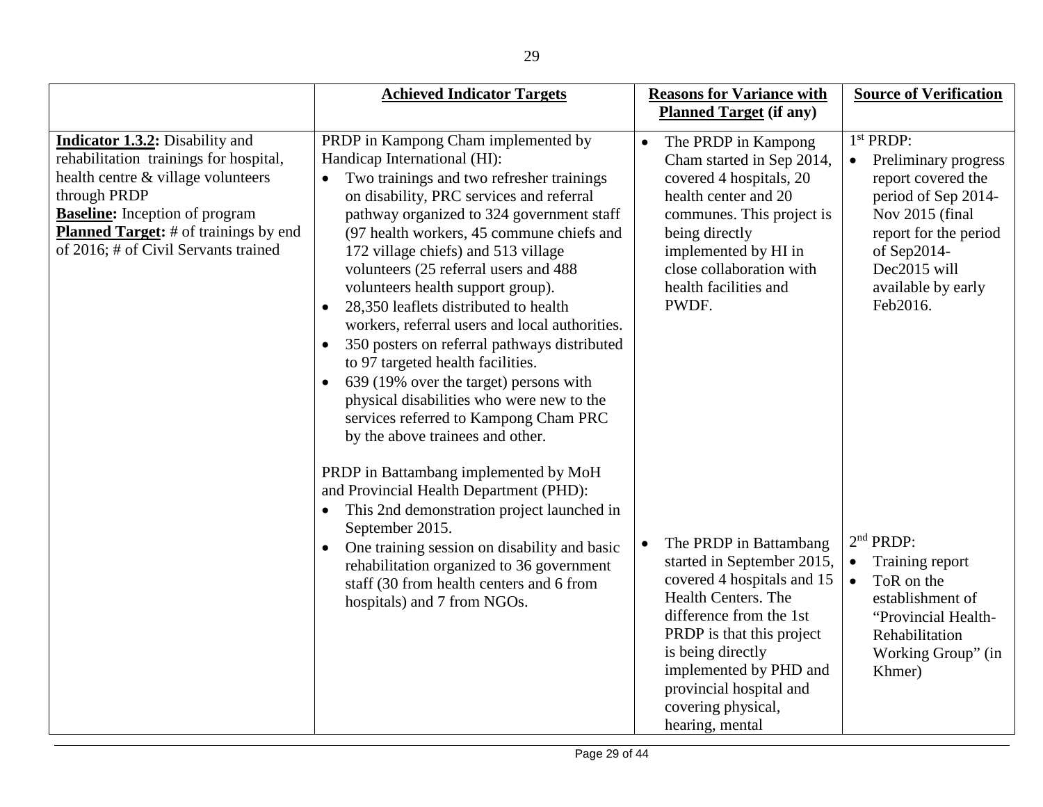| | **Achieved Indicator Targets** | **Reasons for Variance with Planned Target (if any)** | **Source of Verification** |
|---|---|---|---|
| **Indicator 1.3.2:** Disability and rehabilitation trainings for hospital, health centre & village volunteers through PRDP<br>**Baseline:** Inception of program<br>**Planned Target:** # of trainings by end of 2016; # of Civil Servants trained | PRDP in Kampong Cham implemented by Handicap International (HI):<br>• Two trainings and two refresher trainings on disability, PRC services and referral pathway organized to 324 government staff (97 health workers, 45 commune chiefs and 172 village chiefs) and 513 village volunteers (25 referral users and 488 volunteers health support group).<br>• 28,350 leaflets distributed to health workers, referral users and local authorities.<br>• 350 posters on referral pathways distributed to 97 targeted health facilities.<br>• 639 (19% over the target) persons with physical disabilities who were new to the services referred to Kampong Cham PRC by the above trainees and other.<br><br>PRDP in Battambang implemented by MoH and Provincial Health Department (PHD):<br>• This 2nd demonstration project launched in September 2015.<br>• One training session on disability and basic rehabilitation organized to 36 government staff (30 from health centers and 6 from hospitals) and 7 from NGOs. | • The PRDP in Kampong Cham started in Sep 2014, covered 4 hospitals, 20 health center and 20 communes. This project is being directly implemented by HI in close collaboration with health facilities and PWDF.<br><br>• The PRDP in Battambang started in September 2015, covered 4 hospitals and 15 Health Centers. The difference from the 1st PRDP is that this project is being directly implemented by PHD and provincial hospital and covering physical, hearing, mental | 1st PRDP:<br>• Preliminary progress report covered the period of Sep 2014-Nov 2015 (final report for the period of Sep2014-Dec2015 will available by early Feb2016.<br><br>2nd PRDP:<br>• Training report<br>• ToR on the establishment of "Provincial Health-Rehabilitation Working Group" (in Khmer) |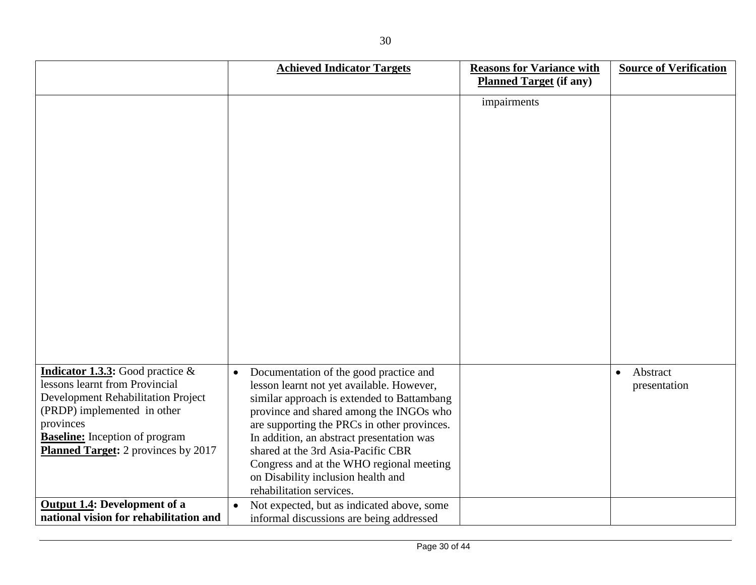| | **Achieved Indicator Targets** | **Reasons for Variance with Planned Target (if any)** | **Source of Verification** |
|---|---|---|---|
| | | impairments | |
| **Indicator 1.3.3:** Good practice & lessons learnt from Provincial Development Rehabilitation Project (PRDP) implemented in other provinces<br>**Baseline:** Inception of program<br>**Planned Target:** 2 provinces by 2017 | • Documentation of the good practice and lesson learnt not yet available. However, similar approach is extended to Battambang province and shared among the INGOs who are supporting the PRCs in other provinces. In addition, an abstract presentation was shared at the 3rd Asia-Pacific CBR Congress and at the WHO regional meeting on Disability inclusion health and rehabilitation services. | | • Abstract presentation |
| **Output 1.4: Development of a national vision for rehabilitation and** | • Not expected, but as indicated above, some informal discussions are being addressed | | |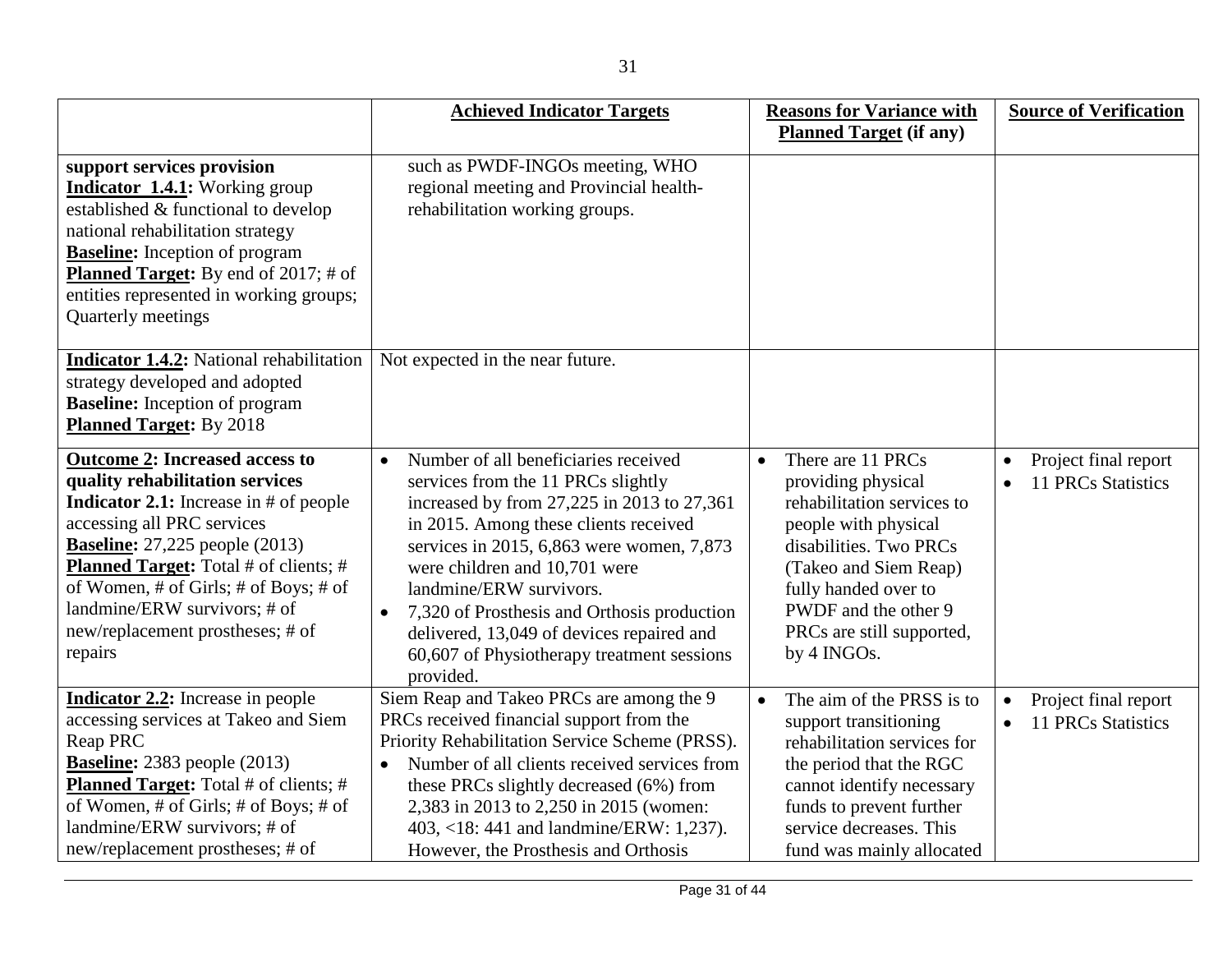| | **Achieved Indicator Targets** | **Reasons for Variance with Planned Target (if any)** | **Source of Verification** |
|---|---|---|---|
| **support services provision**<br>**Indicator 1.4.1:** Working group established & functional to develop national rehabilitation strategy<br>**Baseline:** Inception of program<br>**Planned Target:** By end of 2017; # of entities represented in working groups; Quarterly meetings | such as PWDF-INGOs meeting, WHO regional meeting and Provincial health-rehabilitation working groups. | | |
| **Indicator 1.4.2:** National rehabilitation strategy developed and adopted<br>**Baseline:** Inception of program<br>**Planned Target:** By 2018 | Not expected in the near future. | | |
| **Outcome 2: Increased access to quality rehabilitation services**<br>**Indicator 2.1:** Increase in # of people accessing all PRC services<br>**Baseline:** 27,225 people (2013)<br>**Planned Target:** Total # of clients; # of Women, # of Girls; # of Boys; # of landmine/ERW survivors; # of new/replacement prostheses; # of repairs | • Number of all beneficiaries received services from the 11 PRCs slightly increased by from 27,225 in 2013 to 27,361 in 2015. Among these clients received services in 2015, 6,863 were women, 7,873 were children and 10,701 were landmine/ERW survivors.<br>• 7,320 of Prosthesis and Orthosis production delivered, 13,049 of devices repaired and 60,607 of Physiotherapy treatment sessions provided. | • There are 11 PRCs providing physical rehabilitation services to people with physical disabilities. Two PRCs (Takeo and Siem Reap) fully handed over to PWDF and the other 9 PRCs are still supported, by 4 INGOs. | • Project final report<br>• 11 PRCs Statistics |
| **Indicator 2.2:** Increase in people accessing services at Takeo and Siem Reap PRC<br>**Baseline:** 2383 people (2013)<br>**Planned Target:** Total # of clients; # of Women, # of Girls; # of Boys; # of landmine/ERW survivors; # of new/replacement prostheses; # of | Siem Reap and Takeo PRCs are among the 9 PRCs received financial support from the Priority Rehabilitation Service Scheme (PRSS).<br>• Number of all clients received services from these PRCs slightly decreased (6%) from 2,383 in 2013 to 2,250 in 2015 (women: 403, <18: 441 and landmine/ERW: 1,237). However, the Prosthesis and Orthosis | • The aim of the PRSS is to support transitioning rehabilitation services for the period that the RGC cannot identify necessary funds to prevent further service decreases. This fund was mainly allocated | • Project final report<br>• 11 PRCs Statistics |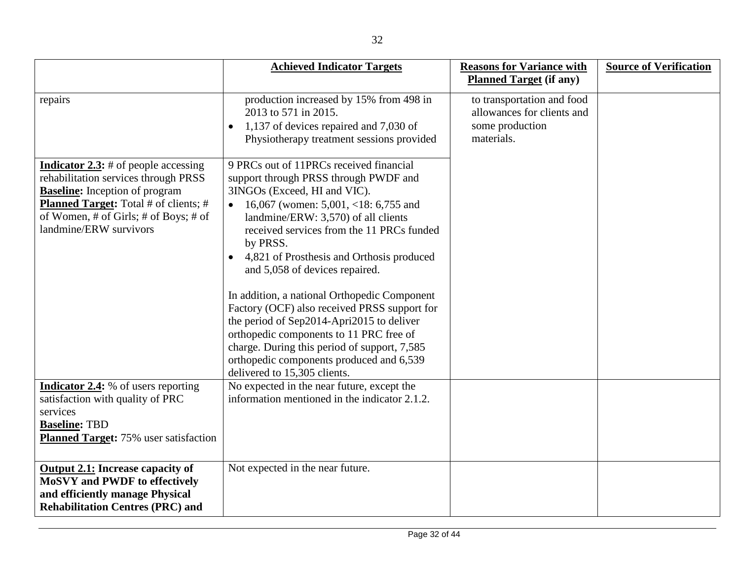| | Achieved Indicator Targets | Reasons for Variance with Planned Target (if any) | Source of Verification |
|---|---|---|---|
| repairs | production increased by 15% from 498 in 2013 to 571 in 2015.<br>• 1,137 of devices repaired and 7,030 of Physiotherapy treatment sessions provided | to transportation and food allowances for clients and some production materials. | |
| **Indicator 2.3:** # of people accessing rehabilitation services through PRSS<br>**Baseline:** Inception of program<br>**Planned Target:** Total # of clients; # of Women, # of Girls; # of Boys; # of landmine/ERW survivors | 9 PRCs out of 11PRCs received financial support through PRSS through PWDF and 3INGOs (Exceed, HI and VIC).<br>• 16,067 (women: 5,001, <18: 6,755 and landmine/ERW: 3,570) of all clients received services from the 11 PRCs funded by PRSS.<br>• 4,821 of Prosthesis and Orthosis produced and 5,058 of devices repaired.<br><br>In addition, a national Orthopedic Component Factory (OCF) also received PRSS support for the period of Sep2014-Apri2015 to deliver orthopedic components to 11 PRC free of charge. During this period of support, 7,585 orthopedic components produced and 6,539 delivered to 15,305 clients. | | |
| **Indicator 2.4:** % of users reporting satisfaction with quality of PRC services<br>**Baseline:** TBD<br>**Planned Target:** 75% user satisfaction | No expected in the near future, except the information mentioned in the indicator 2.1.2. | | |
| **Output 2.1: Increase capacity of MoSVY and PWDF to effectively and efficiently manage Physical Rehabilitation Centres (PRC) and** | Not expected in the near future. | | |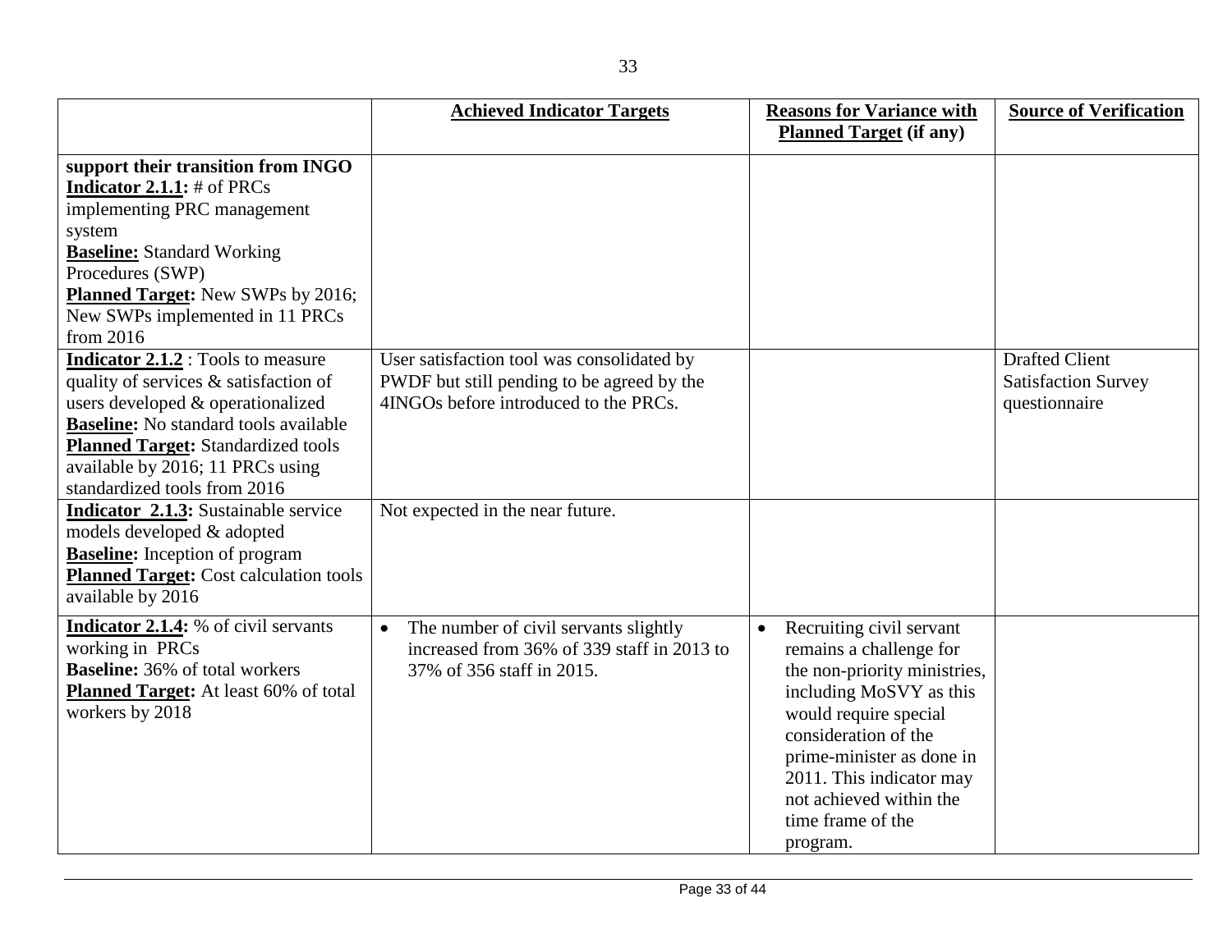| | Achieved Indicator Targets | Reasons for Variance with Planned Target (if any) | Source of Verification |
|---|---|---|---|
| **support their transition from INGO** **Indicator 2.1.1:** # of PRCs implementing PRC management system **Baseline:** Standard Working Procedures (SWP) **Planned Target:** New SWPs by 2016; New SWPs implemented in 11 PRCs from 2016 | | | |
| **Indicator 2.1.2** : Tools to measure quality of services & satisfaction of users developed & operationalized **Baseline:** No standard tools available **Planned Target:** Standardized tools available by 2016; 11 PRCs using standardized tools from 2016 | User satisfaction tool was consolidated by PWDF but still pending to be agreed by the 4INGOs before introduced to the PRCs. | | Drafted Client Satisfaction Survey questionnaire |
| **Indicator 2.1.3:** Sustainable service models developed & adopted **Baseline:** Inception of program **Planned Target:** Cost calculation tools available by 2016 | Not expected in the near future. | | |
| **Indicator 2.1.4:** % of civil servants working in PRCs **Baseline:** 36% of total workers **Planned Target:** At least 60% of total workers by 2018 | • The number of civil servants slightly increased from 36% of 339 staff in 2013 to 37% of 356 staff in 2015. | • Recruiting civil servant remains a challenge for the non-priority ministries, including MoSVY as this would require special consideration of the prime-minister as done in 2011. This indicator may not achieved within the time frame of the program. | |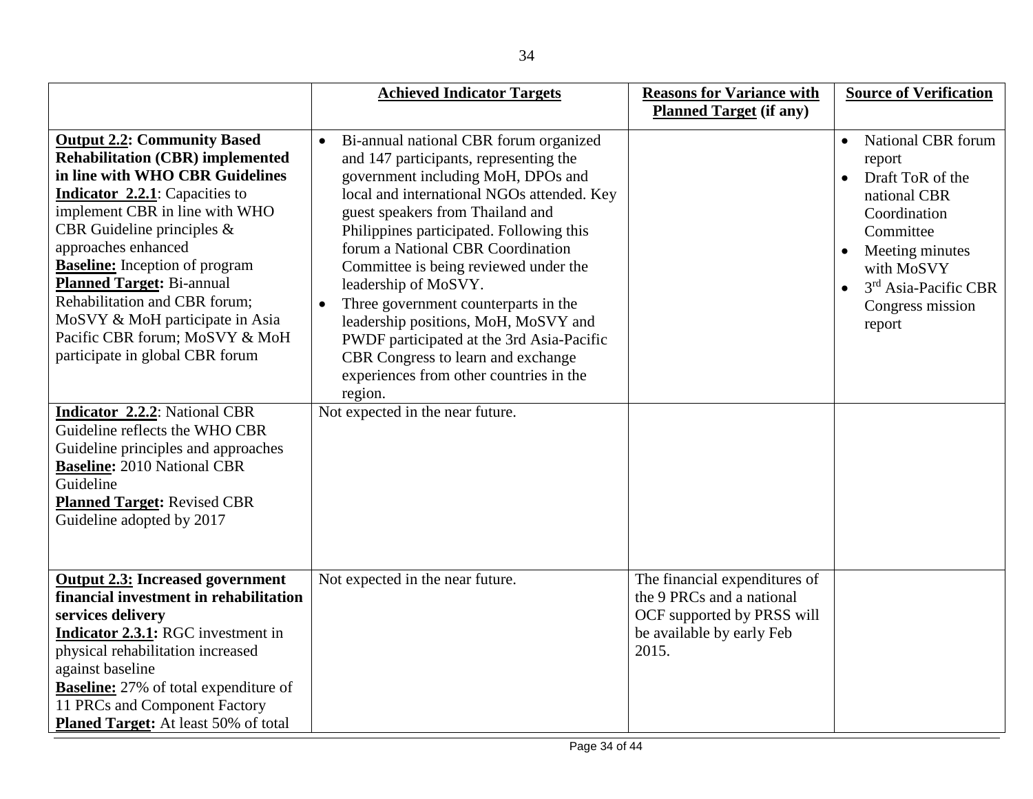| | **Achieved Indicator Targets** | **Reasons for Variance with Planned Target (if any)** | **Source of Verification** |
|---|---|---|---|
| **Output 2.2: Community Based Rehabilitation (CBR) implemented in line with WHO CBR Guidelines**<br>**Indicator 2.2.1**: Capacities to implement CBR in line with WHO CBR Guideline principles & approaches enhanced<br>**Baseline:** Inception of program<br>**Planned Target:** Bi-annual Rehabilitation and CBR forum; MoSVY & MoH participate in Asia Pacific CBR forum; MoSVY & MoH participate in global CBR forum | • Bi-annual national CBR forum organized and 147 participants, representing the government including MoH, DPOs and local and international NGOs attended. Key guest speakers from Thailand and Philippines participated. Following this forum a National CBR Coordination Committee is being reviewed under the leadership of MoSVY.<br>• Three government counterparts in the leadership positions, MoH, MoSVY and PWDF participated at the 3rd Asia-Pacific CBR Congress to learn and exchange experiences from other countries in the region. | | • National CBR forum report<br>• Draft ToR of the national CBR Coordination Committee<br>• Meeting minutes with MoSVY<br>• 3rd Asia-Pacific CBR Congress mission report |
| **Indicator 2.2.2**: National CBR Guideline reflects the WHO CBR Guideline principles and approaches<br>**Baseline:** 2010 National CBR Guideline<br>**Planned Target:** Revised CBR Guideline adopted by 2017 | Not expected in the near future. | | |
| **Output 2.3: Increased government financial investment in rehabilitation services delivery**<br>**Indicator 2.3.1:** RGC investment in physical rehabilitation increased against baseline<br>**Baseline:** 27% of total expenditure of 11 PRCs and Component Factory<br>**Planed Target:** At least 50% of total | Not expected in the near future. | The financial expenditures of the 9 PRCs and a national OCF supported by PRSS will be available by early Feb 2015. | |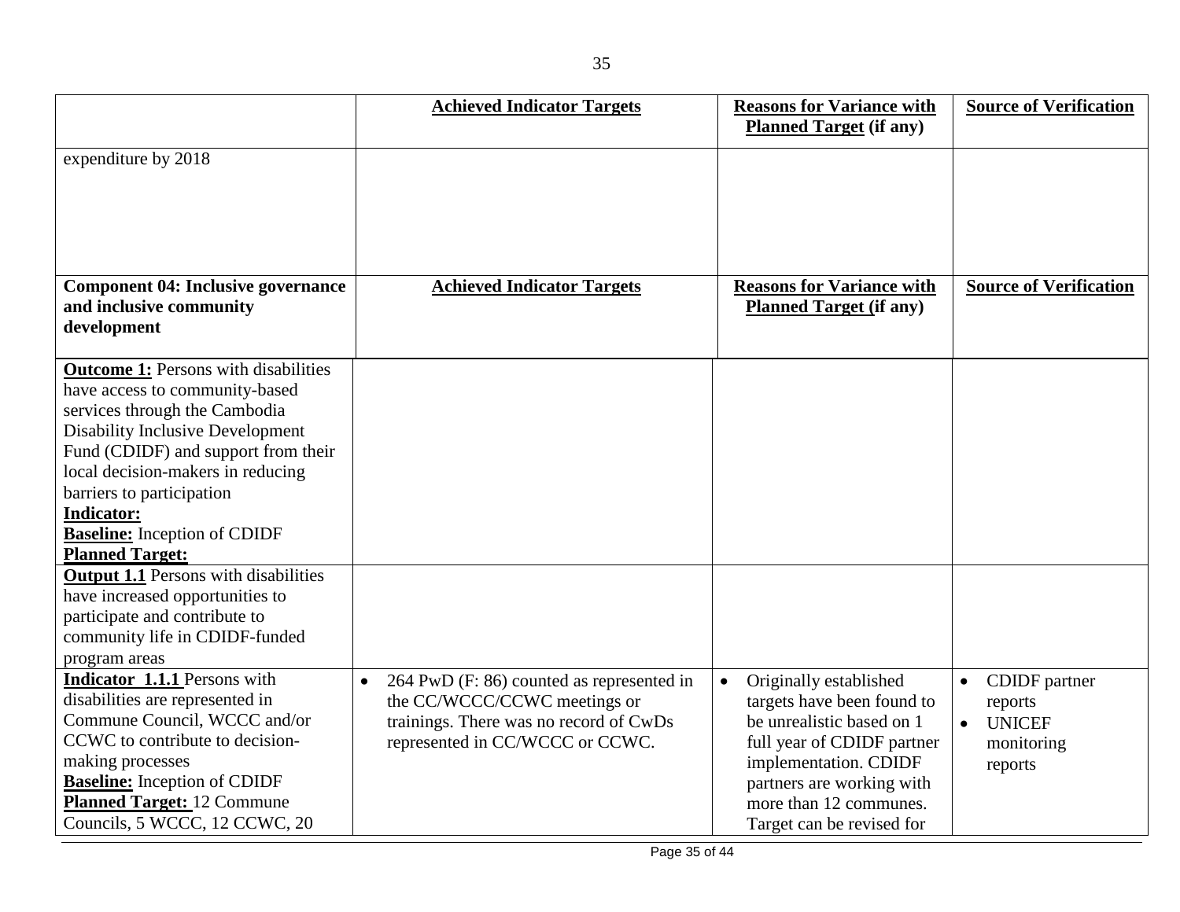| | **Achieved Indicator Targets** | **Reasons for Variance with Planned Target (if any)** | **Source of Verification** |
|---|---|---|---|
| expenditure by 2018 | | | |
| **Component 04: Inclusive governance and inclusive community development** | **Achieved Indicator Targets** | **Reasons for Variance with Planned Target (if any)** | **Source of Verification** |
| **Outcome 1:** Persons with disabilities have access to community-based services through the Cambodia Disability Inclusive Development Fund (CDIDF) and support from their local decision-makers in reducing barriers to participation<br>**Indicator:**<br>**Baseline:** Inception of CDIDF<br>**Planned Target:** | | | |
| **Output 1.1** Persons with disabilities have increased opportunities to participate and contribute to community life in CDIDF-funded program areas | | | |
| **Indicator 1.1.1** Persons with disabilities are represented in Commune Council, WCCC and/or CCWC to contribute to decision-making processes<br>**Baseline:** Inception of CDIDF<br>**Planned Target:** 12 Commune Councils, 5 WCCC, 12 CCWC, 20 | • 264 PwD (F: 86) counted as represented in the CC/WCCC/CCWC meetings or trainings. There was no record of CwDs represented in CC/WCCC or CCWC. | • Originally established targets have been found to be unrealistic based on 1 full year of CDIDF partner implementation. CDIDF partners are working with more than 12 communes. Target can be revised for | • CDIDF partner reports<br>• UNICEF monitoring reports |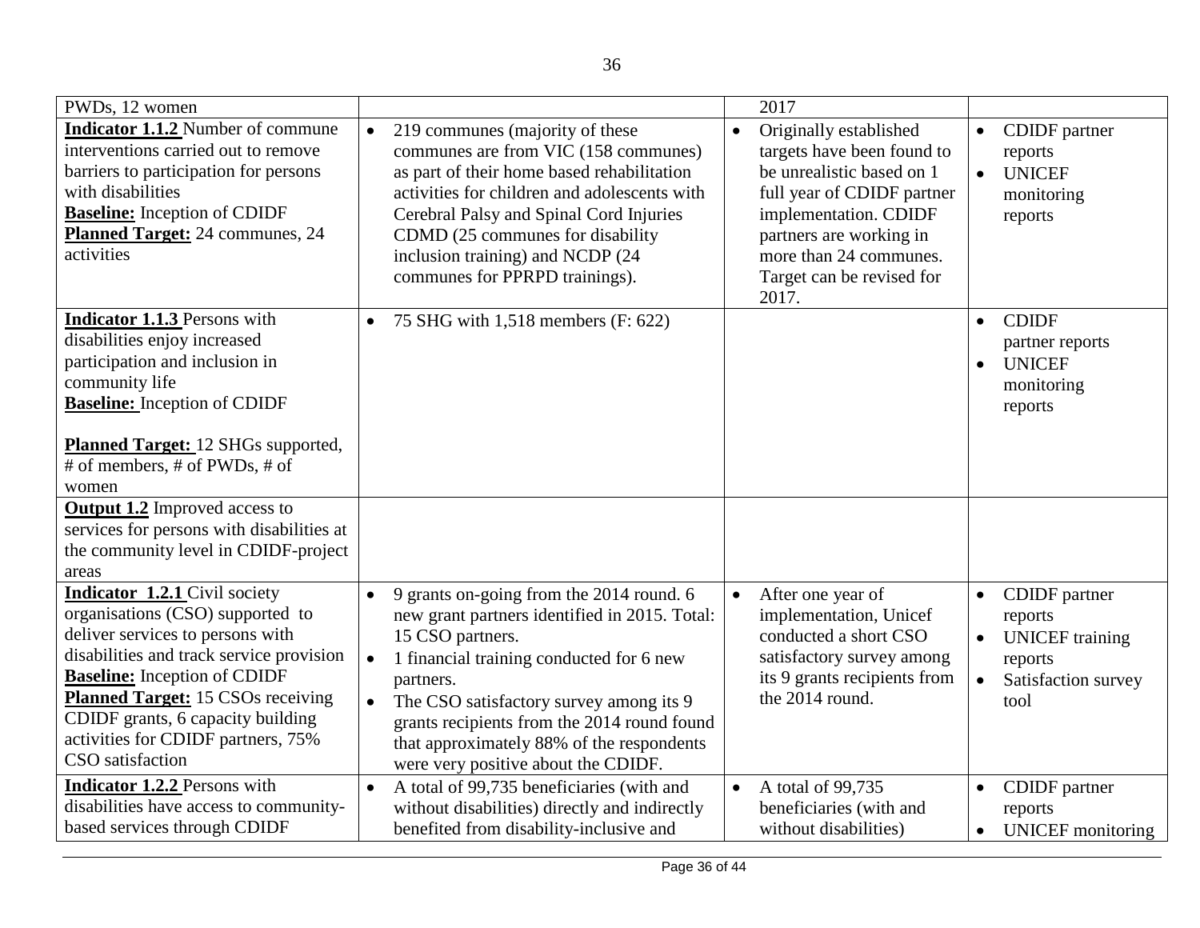| | | | |
|---|---|---|---|
| PWDs, 12 women | | 2017 | |
| **Indicator 1.1.2** Number of commune interventions carried out to remove barriers to participation for persons with disabilities<br>**Baseline:** Inception of CDIDF<br>**Planned Target:** 24 communes, 24 activities | • 219 communes (majority of these communes are from VIC (158 communes) as part of their home based rehabilitation activities for children and adolescents with Cerebral Palsy and Spinal Cord Injuries CDMD (25 communes for disability inclusion training) and NCDP (24 communes for PPRPD trainings). | • Originally established targets have been found to be unrealistic based on 1 full year of CDIDF partner implementation. CDIDF partners are working in more than 24 communes. Target can be revised for 2017. | • CDIDF partner reports<br>• UNICEF monitoring reports |
| **Indicator 1.1.3** Persons with disabilities enjoy increased participation and inclusion in community life<br>**Baseline:** Inception of CDIDF<br><br>**Planned Target:** 12 SHGs supported, # of members, # of PWDs, # of women | • 75 SHG with 1,518 members (F: 622) | | • CDIDF partner reports<br>• UNICEF monitoring reports |
| **Output 1.2** Improved access to services for persons with disabilities at the community level in CDIDF-project areas | | | |
| **Indicator 1.2.1** Civil society organisations (CSO) supported to deliver services to persons with disabilities and track service provision<br>**Baseline:** Inception of CDIDF<br>**Planned Target:** 15 CSOs receiving CDIDF grants, 6 capacity building activities for CDIDF partners, 75% CSO satisfaction | • 9 grants on-going from the 2014 round. 6 new grant partners identified in 2015. Total: 15 CSO partners.<br>• 1 financial training conducted for 6 new partners.<br>• The CSO satisfactory survey among its 9 grants recipients from the 2014 round found that approximately 88% of the respondents were very positive about the CDIDF. | • After one year of implementation, Unicef conducted a short CSO satisfactory survey among its 9 grants recipients from the 2014 round. | • CDIDF partner reports<br>• UNICEF training reports<br>• Satisfaction survey tool |
| **Indicator 1.2.2** Persons with disabilities have access to community-based services through CDIDF | • A total of 99,735 beneficiaries (with and without disabilities) directly and indirectly benefited from disability-inclusive and | • A total of 99,735 beneficiaries (with and without disabilities) | • CDIDF partner reports<br>• UNICEF monitoring |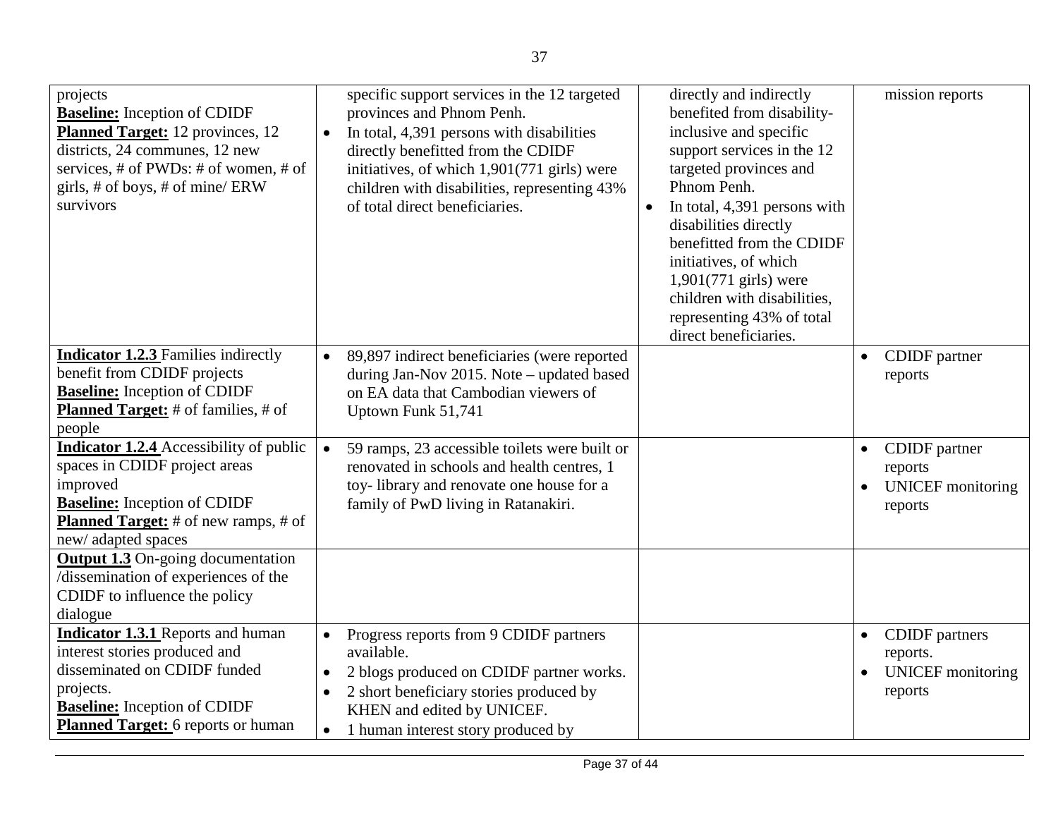| | | | |
|---|---|---|---|
| projects<br>**Baseline:** Inception of CDIDF<br>**Planned Target:** 12 provinces, 12 districts, 24 communes, 12 new services, # of PWDs: # of women, # of girls, # of boys, # of mine/ ERW survivors | specific support services in the 12 targeted provinces and Phnom Penh.<br>• In total, 4,391 persons with disabilities directly benefitted from the CDIDF initiatives, of which 1,901(771 girls) were children with disabilities, representing 43% of total direct beneficiaries. | directly and indirectly benefited from disability-inclusive and specific support services in the 12 targeted provinces and Phnom Penh.<br>• In total, 4,391 persons with disabilities directly benefitted from the CDIDF initiatives, of which 1,901(771 girls) were children with disabilities, representing 43% of total direct beneficiaries. | mission reports |
| **Indicator 1.2.3** Families indirectly benefit from CDIDF projects<br>**Baseline:** Inception of CDIDF<br>**Planned Target:** # of families, # of people | • 89,897 indirect beneficiaries (were reported during Jan-Nov 2015. Note – updated based on EA data that Cambodian viewers of Uptown Funk 51,741 | | • CDIDF partner reports |
| **Indicator 1.2.4** Accessibility of public spaces in CDIDF project areas improved<br>**Baseline:** Inception of CDIDF<br>**Planned Target:** # of new ramps, # of new/ adapted spaces | • 59 ramps, 23 accessible toilets were built or renovated in schools and health centres, 1 toy- library and renovate one house for a family of PwD living in Ratanakiri. | | • CDIDF partner reports<br>• UNICEF monitoring reports |
| **Output 1.3** On-going documentation /dissemination of experiences of the CDIDF to influence the policy dialogue | | | |
| **Indicator 1.3.1** Reports and human interest stories produced and disseminated on CDIDF funded projects.<br>**Baseline:** Inception of CDIDF<br>**Planned Target:** 6 reports or human | • Progress reports from 9 CDIDF partners available.<br>• 2 blogs produced on CDIDF partner works.<br>• 2 short beneficiary stories produced by KHEN and edited by UNICEF.<br>• 1 human interest story produced by | | • CDIDF partners reports.<br>• UNICEF monitoring reports |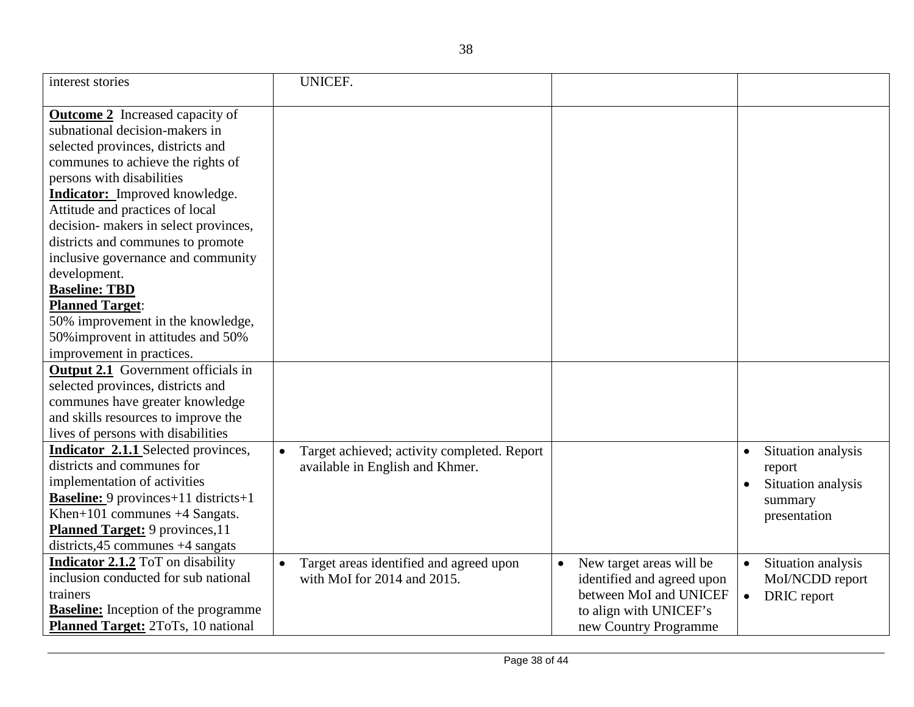| | | | |
|---|---|---|---|
| interest stories | UNICEF. | | |
| **Outcome 2** Increased capacity of subnational decision-makers in selected provinces, districts and communes to achieve the rights of persons with disabilities<br>**Indicator:** Improved knowledge. Attitude and practices of local decision- makers in select provinces, districts and communes to promote inclusive governance and community development.<br>**Baseline: TBD**<br>**Planned Target**:<br>50% improvement in the knowledge, 50%improvent in attitudes and 50% improvement in practices. | | | |
| **Output 2.1** Government officials in selected provinces, districts and communes have greater knowledge and skills resources to improve the lives of persons with disabilities | | | |
| **Indicator 2.1.1** Selected provinces, districts and communes for implementation of activities<br>**Baseline:** 9 provinces+11 districts+1 Khen+101 communes +4 Sangats.<br>**Planned Target:** 9 provinces,11 districts,45 communes +4 sangats | • Target achieved; activity completed. Report available in English and Khmer. | | • Situation analysis report<br>• Situation analysis summary presentation |
| **Indicator 2.1.2** ToT on disability inclusion conducted for sub national trainers<br>**Baseline:** Inception of the programme<br>**Planned Target:** 2ToTs, 10 national | • Target areas identified and agreed upon with MoI for 2014 and 2015. | • New target areas will be identified and agreed upon between MoI and UNICEF to align with UNICEF's new Country Programme | • Situation analysis MoI/NCDD report<br>• DRIC report |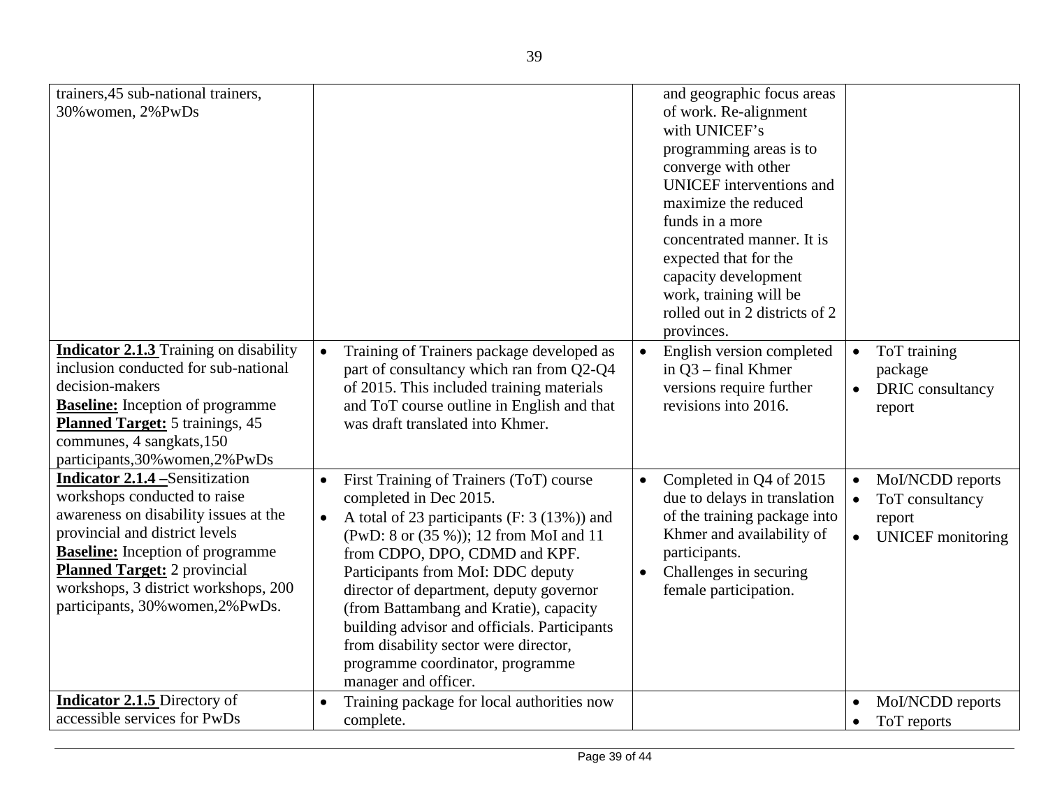| | | | |
|---|---|---|---|
| trainers,45 sub-national trainers, 30%women, 2%PwDs | | and geographic focus areas of work. Re-alignment with UNICEF's programming areas is to converge with other UNICEF interventions and maximize the reduced funds in a more concentrated manner. It is expected that for the capacity development work, training will be rolled out in 2 districts of 2 provinces. | |
| **Indicator 2.1.3** Training on disability inclusion conducted for sub-national decision-makers<br>**Baseline:** Inception of programme<br>**Planned Target:** 5 trainings, 45 communes, 4 sangkats,150 participants,30%women,2%PwDs | • Training of Trainers package developed as part of consultancy which ran from Q2-Q4 of 2015. This included training materials and ToT course outline in English and that was draft translated into Khmer. | • English version completed in Q3 – final Khmer versions require further revisions into 2016. | • ToT training package<br>• DRIC consultancy report |
| **Indicator 2.1.4 –**Sensitization workshops conducted to raise awareness on disability issues at the provincial and district levels<br>**Baseline:** Inception of programme<br>**Planned Target:** 2 provincial workshops, 3 district workshops, 200 participants, 30%women,2%PwDs. | • First Training of Trainers (ToT) course completed in Dec 2015.<br>• A total of 23 participants (F: 3 (13%)) and (PwD: 8 or (35 %)); 12 from MoI and 11 from CDPO, DPO, CDMD and KPF. Participants from MoI: DDC deputy director of department, deputy governor (from Battambang and Kratie), capacity building advisor and officials. Participants from disability sector were director, programme coordinator, programme manager and officer. | • Completed in Q4 of 2015 due to delays in translation of the training package into Khmer and availability of participants.<br>• Challenges in securing female participation. | • MoI/NCDD reports<br>• ToT consultancy report<br>• UNICEF monitoring |
| **Indicator 2.1.5** Directory of accessible services for PwDs | • Training package for local authorities now complete. | | • MoI/NCDD reports<br>• ToT reports |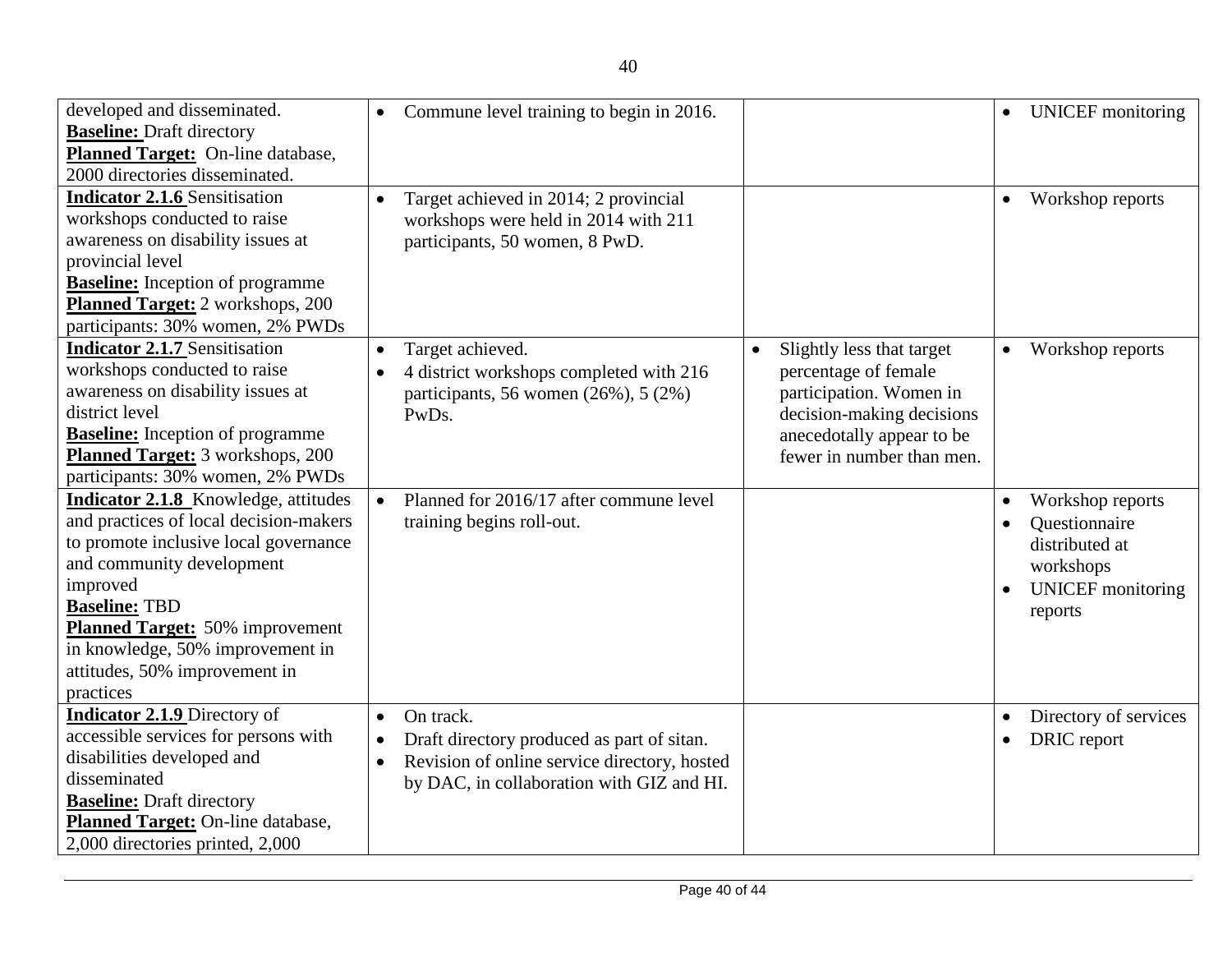| | | | |
|---|---|---|---|
| developed and disseminated.<br>**Baseline:** Draft directory<br>**Planned Target:** On-line database, 2000 directories disseminated. | • Commune level training to begin in 2016. | | • UNICEF monitoring |
| **Indicator 2.1.6** Sensitisation workshops conducted to raise awareness on disability issues at provincial level<br>**Baseline:** Inception of programme<br>**Planned Target:** 2 workshops, 200 participants: 30% women, 2% PWDs | • Target achieved in 2014; 2 provincial workshops were held in 2014 with 211 participants, 50 women, 8 PwD. | | • Workshop reports |
| **Indicator 2.1.7** Sensitisation workshops conducted to raise awareness on disability issues at district level<br>**Baseline:** Inception of programme<br>**Planned Target:** 3 workshops, 200 participants: 30% women, 2% PWDs | • Target achieved.<br>• 4 district workshops completed with 216 participants, 56 women (26%), 5 (2%) PwDs. | • Slightly less that target percentage of female participation. Women in decision-making decisions anecedotally appear to be fewer in number than men. | • Workshop reports |
| **Indicator 2.1.8** Knowledge, attitudes and practices of local decision-makers to promote inclusive local governance and community development improved<br>**Baseline:** TBD<br>**Planned Target:** 50% improvement in knowledge, 50% improvement in attitudes, 50% improvement in practices | • Planned for 2016/17 after commune level training begins roll-out. | | • Workshop reports<br>• Questionnaire distributed at workshops<br>• UNICEF monitoring reports |
| **Indicator 2.1.9** Directory of accessible services for persons with disabilities developed and disseminated<br>**Baseline:** Draft directory<br>**Planned Target:** On-line database, 2,000 directories printed, 2,000 | • On track.<br>• Draft directory produced as part of sitan.<br>• Revision of online service directory, hosted by DAC, in collaboration with GIZ and HI. | | • Directory of services<br>• DRIC report |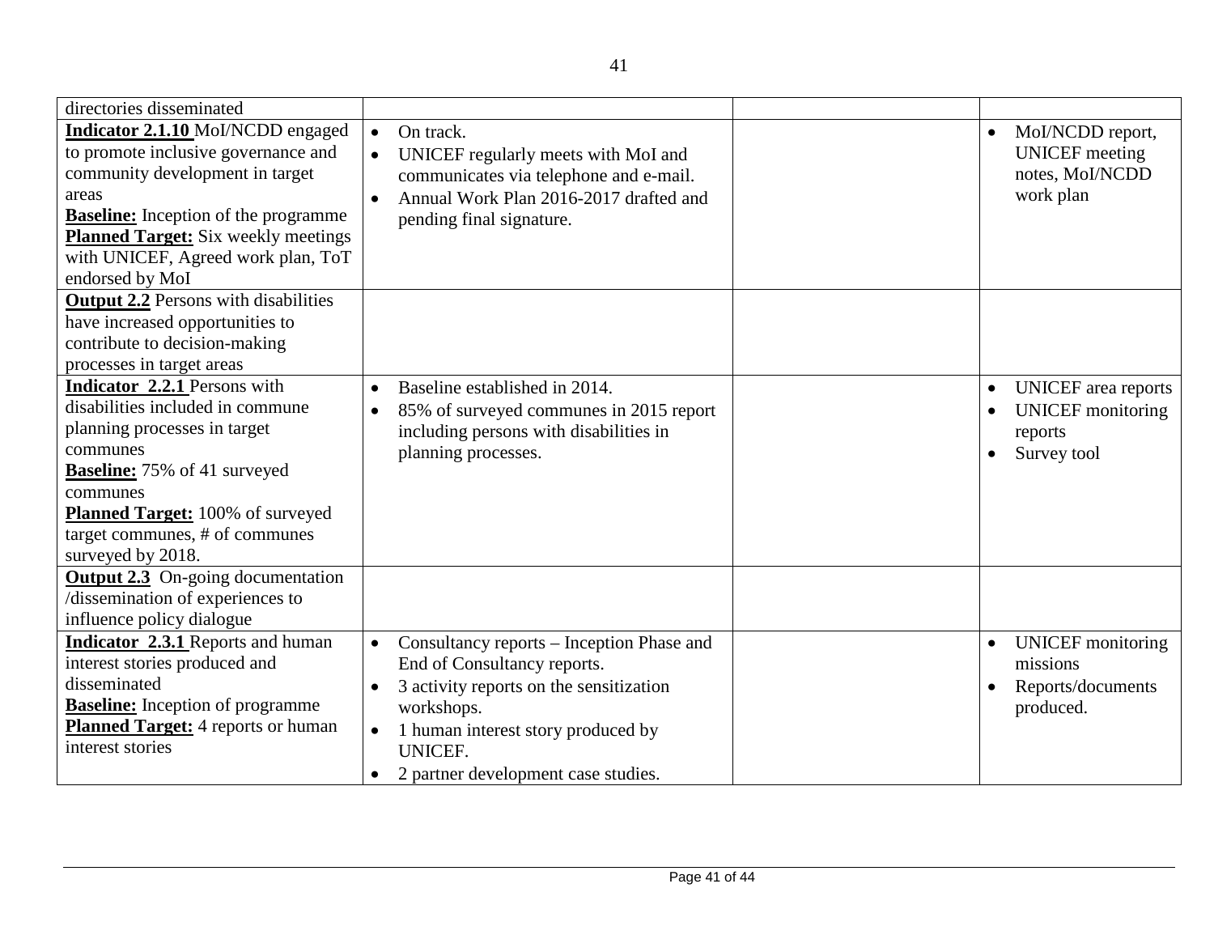| directories disseminated | | | |
|---|---|---|---|
| **Indicator 2.1.10** MoI/NCDD engaged to promote inclusive governance and community development in target areas<br>**Baseline:** Inception of the programme<br>**Planned Target:** Six weekly meetings with UNICEF, Agreed work plan, ToT endorsed by MoI | • On track.<br>• UNICEF regularly meets with MoI and communicates via telephone and e-mail.<br>• Annual Work Plan 2016-2017 drafted and pending final signature. | | • MoI/NCDD report, UNICEF meeting notes, MoI/NCDD work plan |
| **Output 2.2** Persons with disabilities have increased opportunities to contribute to decision-making processes in target areas | | | |
| **Indicator 2.2.1** Persons with disabilities included in commune planning processes in target communes<br>**Baseline:** 75% of 41 surveyed communes<br>**Planned Target:** 100% of surveyed target communes, # of communes surveyed by 2018. | • Baseline established in 2014.<br>• 85% of surveyed communes in 2015 report including persons with disabilities in planning processes. | | • UNICEF area reports<br>• UNICEF monitoring reports<br>• Survey tool |
| **Output 2.3** On-going documentation /dissemination of experiences to influence policy dialogue | | | |
| **Indicator 2.3.1** Reports and human interest stories produced and disseminated<br>**Baseline:** Inception of programme<br>**Planned Target:** 4 reports or human interest stories | • Consultancy reports – Inception Phase and End of Consultancy reports.<br>• 3 activity reports on the sensitization workshops.<br>• 1 human interest story produced by UNICEF.<br>• 2 partner development case studies. | | • UNICEF monitoring missions<br>• Reports/documents produced. |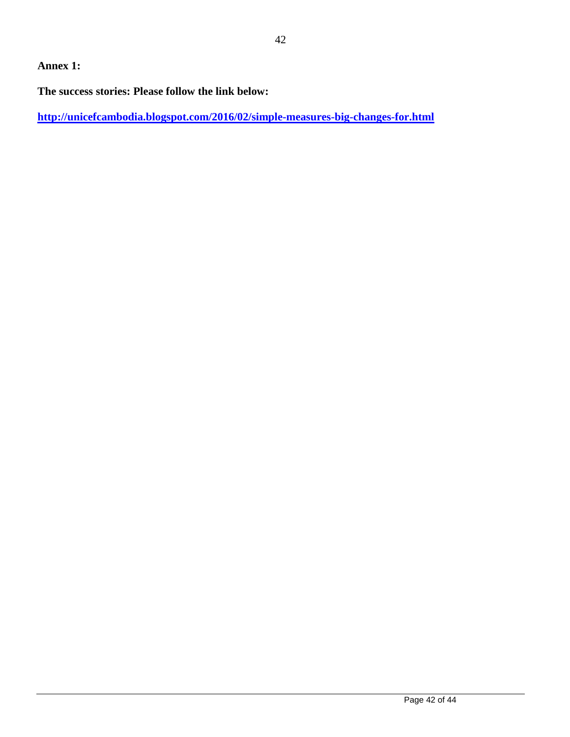**Annex 1:**

**The success stories: Please follow the link below:**

**[http://unicefcambodia.blogspot.com/2016/02/simple-measures-big-changes-for.html](http://unicefcambodia.blogspot.com/2016/02/simple-measures-big-changes-for.html)**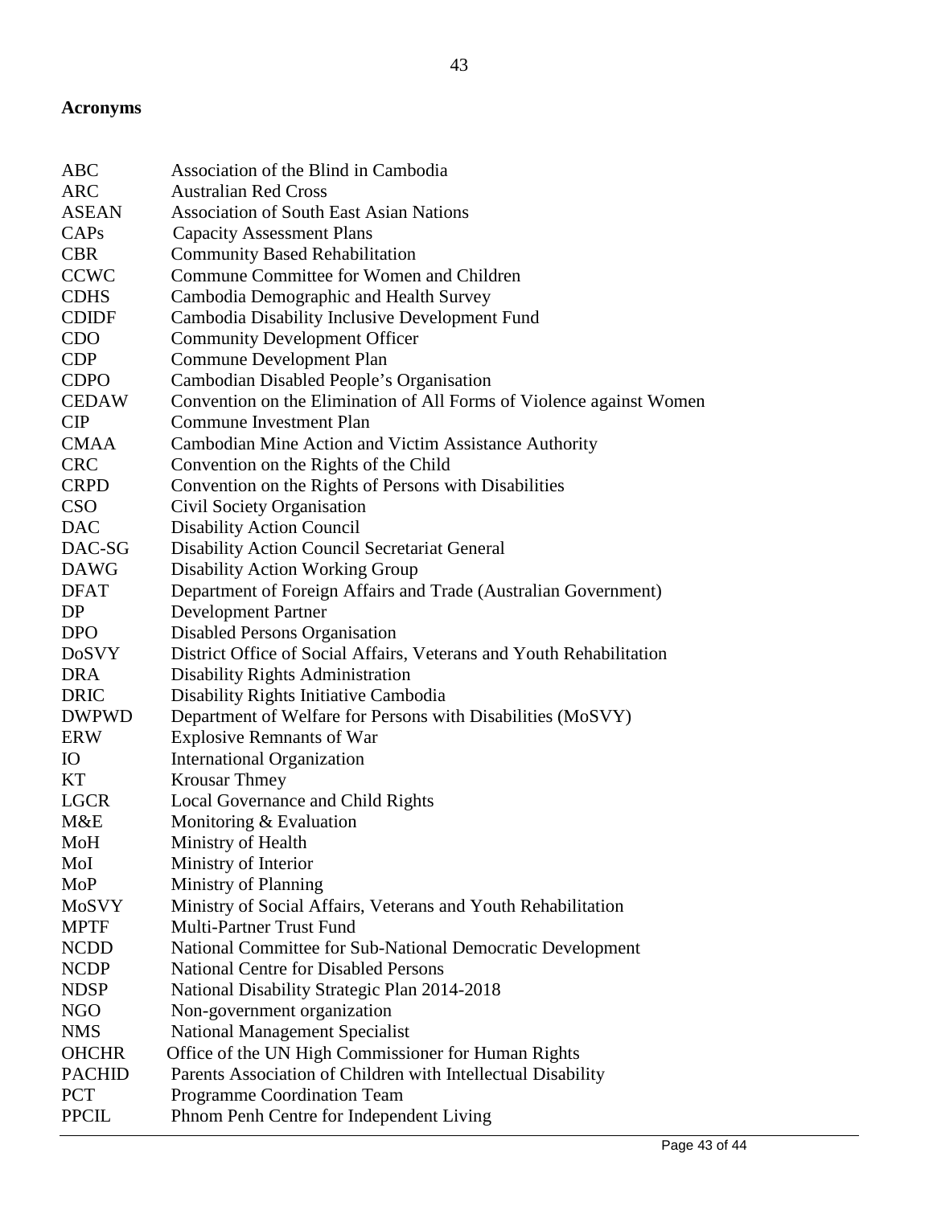**Acronyms**

| | |
|---|---|
| ABC | Association of the Blind in Cambodia |
| ARC | Australian Red Cross |
| ASEAN | Association of South East Asian Nations |
| CAPs | Capacity Assessment Plans |
| CBR | Community Based Rehabilitation |
| CCWC | Commune Committee for Women and Children |
| CDHS | Cambodia Demographic and Health Survey |
| CDIDF | Cambodia Disability Inclusive Development Fund |
| CDO | Community Development Officer |
| CDP | Commune Development Plan |
| CDPO | Cambodian Disabled People's Organisation |
| CEDAW | Convention on the Elimination of All Forms of Violence against Women |
| CIP | Commune Investment Plan |
| CMAA | Cambodian Mine Action and Victim Assistance Authority |
| CRC | Convention on the Rights of the Child |
| CRPD | Convention on the Rights of Persons with Disabilities |
| CSO | Civil Society Organisation |
| DAC | Disability Action Council |
| DAC-SG | Disability Action Council Secretariat General |
| DAWG | Disability Action Working Group |
| DFAT | Department of Foreign Affairs and Trade (Australian Government) |
| DP | Development Partner |
| DPO | Disabled Persons Organisation |
| DoSVY | District Office of Social Affairs, Veterans and Youth Rehabilitation |
| DRA | Disability Rights Administration |
| DRIC | Disability Rights Initiative Cambodia |
| DWPWD | Department of Welfare for Persons with Disabilities (MoSVY) |
| ERW | Explosive Remnants of War |
| IO | International Organization |
| KT | Krousar Thmey |
| LGCR | Local Governance and Child Rights |
| M&E | Monitoring & Evaluation |
| MoH | Ministry of Health |
| MoI | Ministry of Interior |
| MoP | Ministry of Planning |
| MoSVY | Ministry of Social Affairs, Veterans and Youth Rehabilitation |
| MPTF | Multi-Partner Trust Fund |
| NCDD | National Committee for Sub-National Democratic Development |
| NCDP | National Centre for Disabled Persons |
| NDSP | National Disability Strategic Plan 2014-2018 |
| NGO | Non-government organization |
| NMS | National Management Specialist |
| OHCHR | Office of the UN High Commissioner for Human Rights |
| PACHID | Parents Association of Children with Intellectual Disability |
| PCT | Programme Coordination Team |
| PPCIL | Phnom Penh Centre for Independent Living |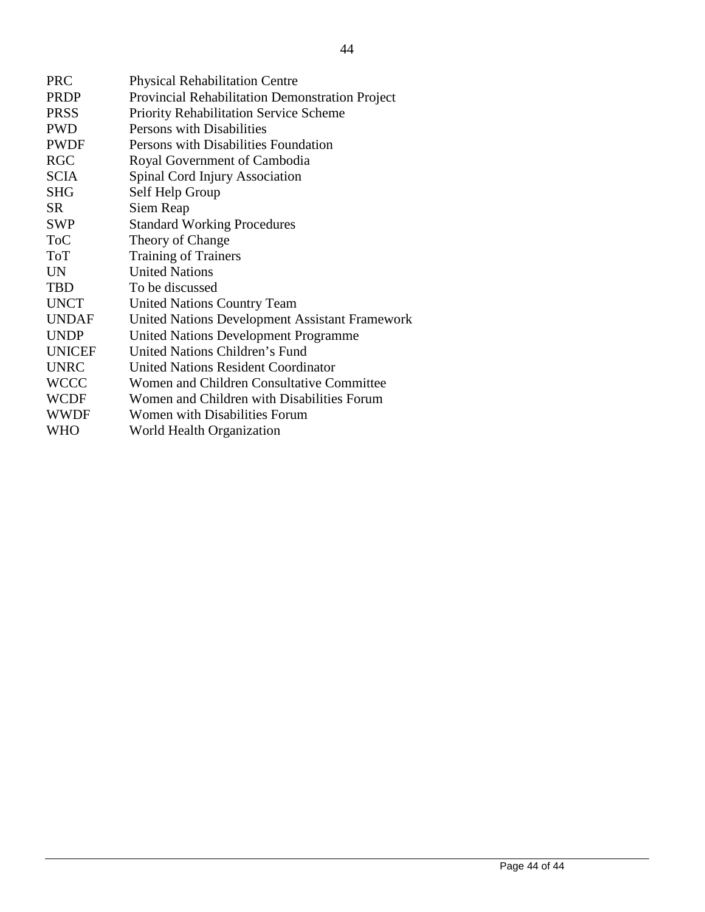| | |
|---|---|
| PRC | Physical Rehabilitation Centre |
| PRDP | Provincial Rehabilitation Demonstration Project |
| PRSS | Priority Rehabilitation Service Scheme |
| PWD | Persons with Disabilities |
| PWDF | Persons with Disabilities Foundation |
| RGC | Royal Government of Cambodia |
| SCIA | Spinal Cord Injury Association |
| SHG | Self Help Group |
| SR | Siem Reap |
| SWP | Standard Working Procedures |
| ToC | Theory of Change |
| ToT | Training of Trainers |
| UN | United Nations |
| TBD | To be discussed |
| UNCT | United Nations Country Team |
| UNDAF | United Nations Development Assistant Framework |
| UNDP | United Nations Development Programme |
| UNICEF | United Nations Children's Fund |
| UNRC | United Nations Resident Coordinator |
| WCCC | Women and Children Consultative Committee |
| WCDF | Women and Children with Disabilities Forum |
| WWDF | Women with Disabilities Forum |
| WHO | World Health Organization |